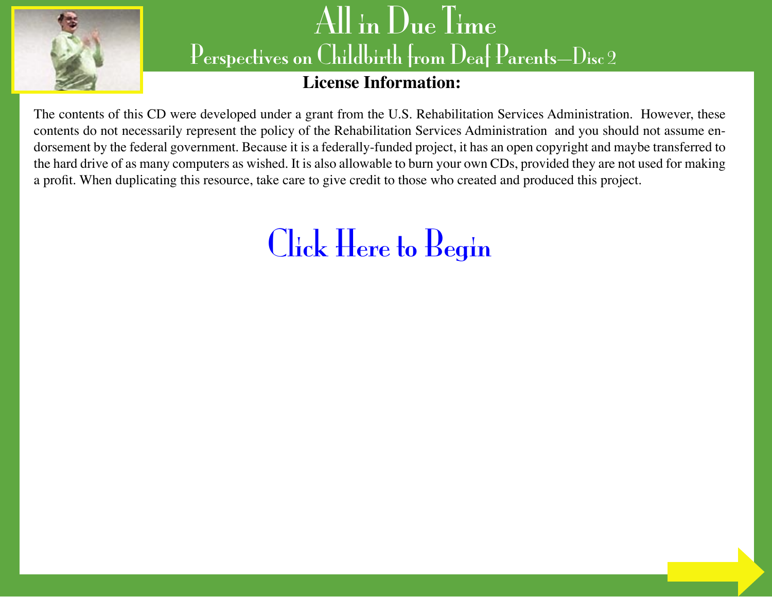# All in Due Time

## Perspectives on Childbirth from Deaf Parents—Disc 2

**License Information:**

The contents of this CD were developed under a grant from the U.S. Rehabilitation Services Administration. However, these contents do not necessarily represent the policy of the Rehabilitation Services Administration and you should not assume endorsement by the federal government. Because it is a federally-funded project, it has an open copyright and maybe transferred to the hard drive of as many computers as wished. It is also allowable to burn your own CDs, provided they are not used for making a profit. When duplicating this resource, take care to give credit to those who created and produced this project.

Click Here to Begin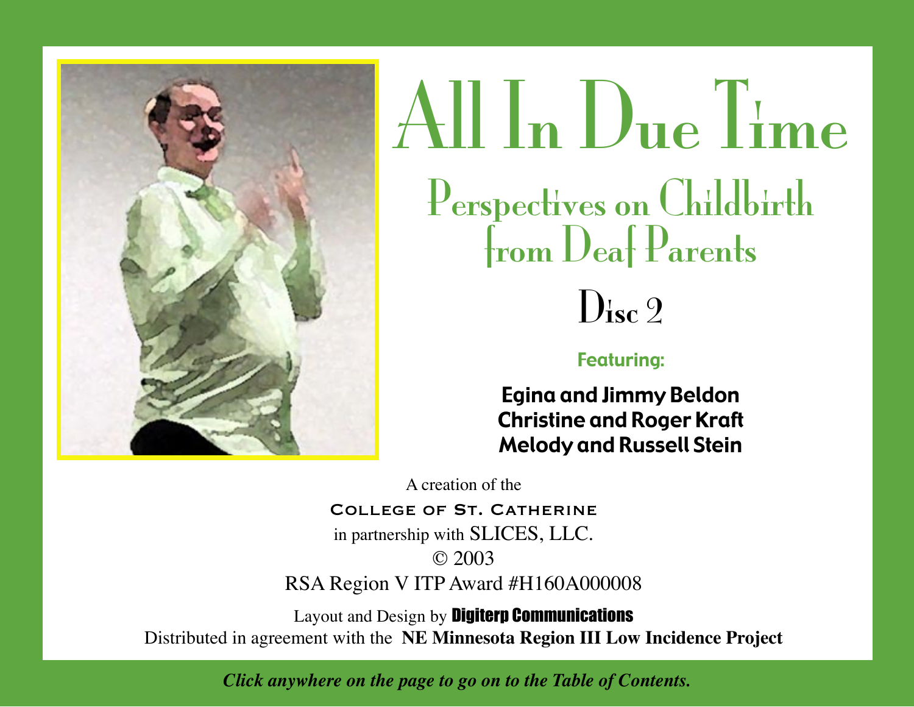# All In Due Time

## Perspectives on Childbirth from Deaf Parents

### Disc 2

**Featuring:**

**Egina and Jimmy Beldon**
**Christine and Roger Kraft**
**Melody and Russell Stein**

A creation of the

COLLEGE OF ST. CATHERINE

in partnership with SLICES, LLC.

© 2003

RSA Region V ITP Award #H160A000008

Layout and Design by **Digiterp Communications**

Distributed in agreement with the **NE Minnesota Region III Low Incidence Project**

***Click anywhere on the page to go on to the Table of Contents.***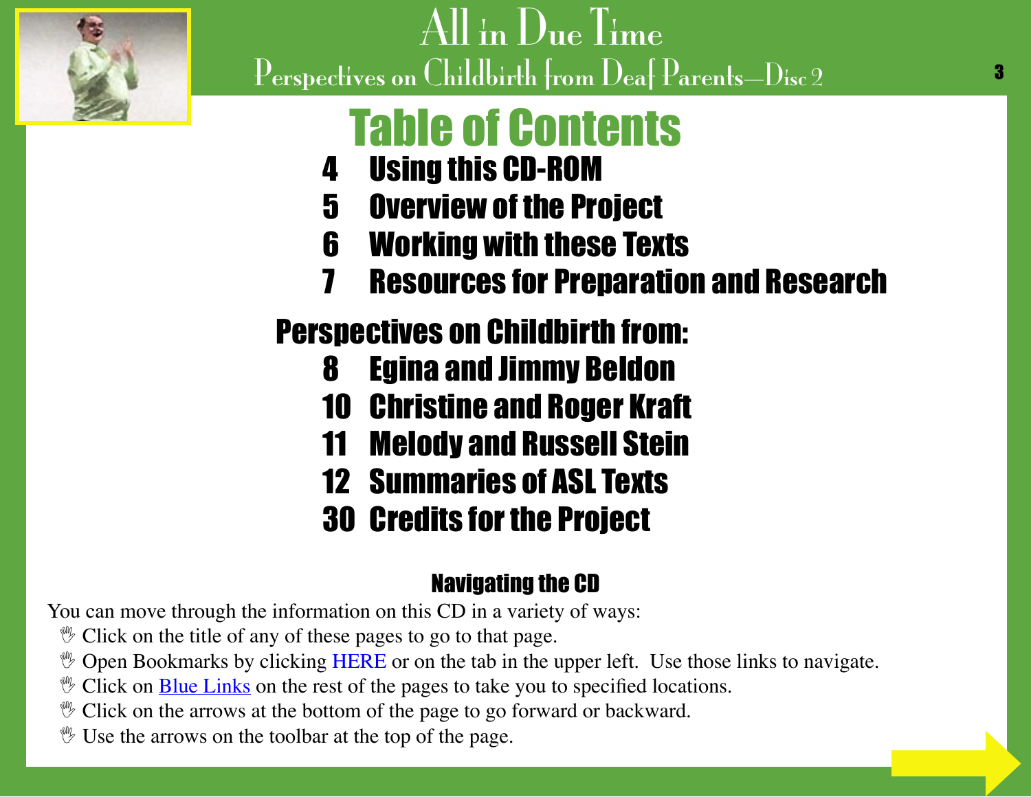# Table of Contents

4 Using this CD-ROM
5 Overview of the Project
6 Working with these Texts
7 Resources for Preparation and Research

## Perspectives on Childbirth from:

8 Egina and Jimmy Beldon
10 Christine and Roger Kraft
11 Melody and Russell Stein
12 Summaries of ASL Texts
30 Credits for the Project

### Navigating the CD

You can move through the information on this CD in a variety of ways:

- Click on the title of any of these pages to go to that page.
- Open Bookmarks by clicking HERE or on the tab in the upper left. Use those links to navigate.
- Click on Blue Links on the rest of the pages to take you to specified locations.
- Click on the arrows at the bottom of the page to go forward or backward.
- Use the arrows on the toolbar at the top of the page.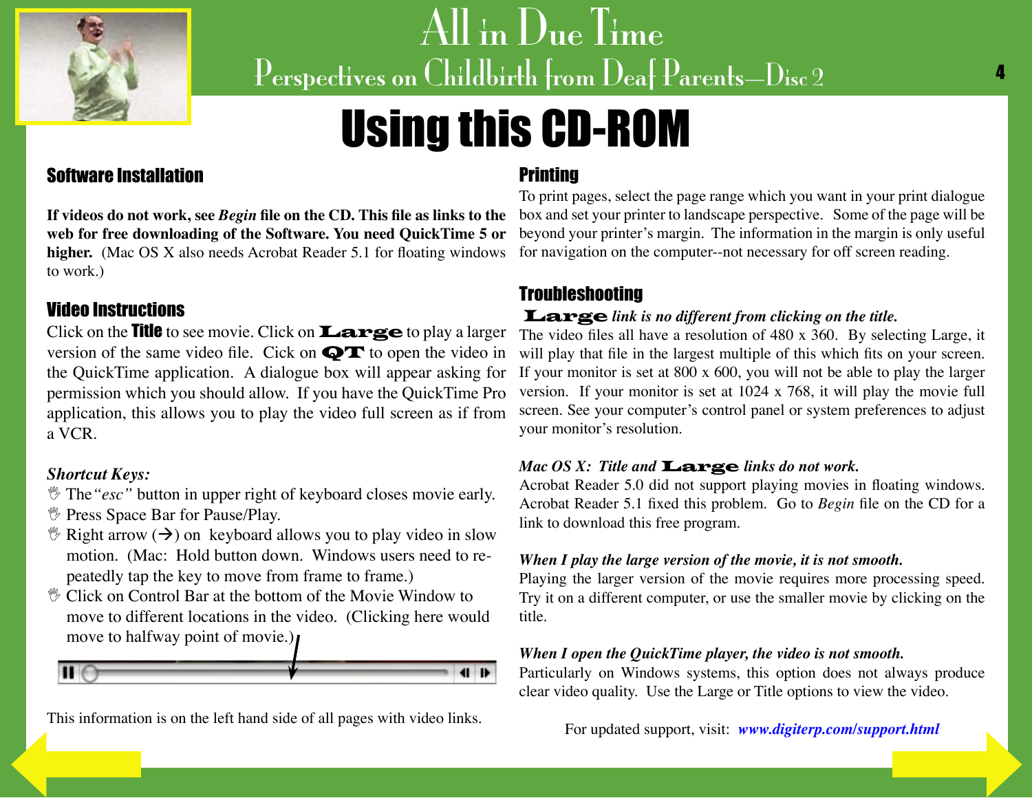# Using this CD-ROM

## Software Installation

**If videos do not work, see *Begin* file on the CD. This file as links to the web for free downloading of the Software. You need QuickTime 5 or higher.** (Mac OS X also needs Acrobat Reader 5.1 for floating windows to work.)

## Video Instructions

Click on the **Title** to see movie. Click on **Large** to play a larger version of the same video file. Cick on **QT** to open the video in the QuickTime application. A dialogue box will appear asking for permission which you should allow. If you have the QuickTime Pro application, this allows you to play the video full screen as if from a VCR.

*Shortcut Keys:*

- The *"esc"* button in upper right of keyboard closes movie early.
- Press Space Bar for Pause/Play.
- Right arrow (→) on keyboard allows you to play video in slow motion. (Mac: Hold button down. Windows users need to repeatedly tap the key to move from frame to frame.)
- Click on Control Bar at the bottom of the Movie Window to move to different locations in the video. (Clicking here would move to halfway point of movie.)

This information is on the left hand side of all pages with video links.

## Printing

To print pages, select the page range which you want in your print dialogue box and set your printer to landscape perspective. Some of the page will be beyond your printer's margin. The information in the margin is only useful for navigation on the computer--not necessary for off screen reading.

## Troubleshooting

***Large* link is no different from clicking on the title.**

The video files all have a resolution of 480 x 360. By selecting Large, it will play that file in the largest multiple of this which fits on your screen. If your monitor is set at 800 x 600, you will not be able to play the larger version. If your monitor is set at 1024 x 768, it will play the movie full screen. See your computer's control panel or system preferences to adjust your monitor's resolution.

***Mac OS X: Title and Large links do not work.***

Acrobat Reader 5.0 did not support playing movies in floating windows. Acrobat Reader 5.1 fixed this problem. Go to *Begin* file on the CD for a link to download this free program.

***When I play the large version of the movie, it is not smooth.***

Playing the larger version of the movie requires more processing speed. Try it on a different computer, or use the smaller movie by clicking on the title.

***When I open the QuickTime player, the video is not smooth.***

Particularly on Windows systems, this option does not always produce clear video quality. Use the Large or Title options to view the video.

For updated support, visit: ***www.digiterp.com/support.html***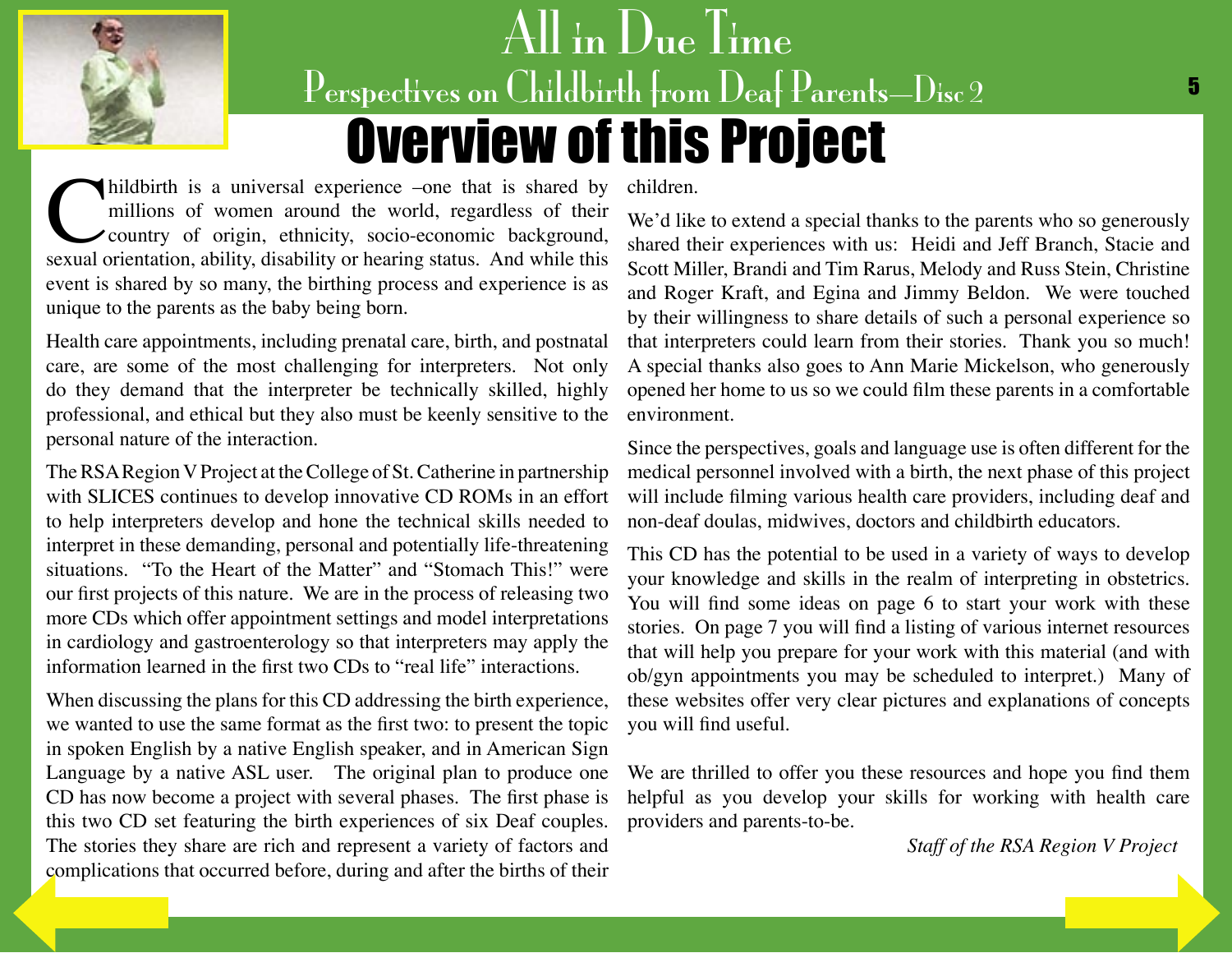# Overview of this Project

Childbirth is a universal experience –one that is shared by millions of women around the world, regardless of their country of origin, ethnicity, socio-economic background, sexual orientation, ability, disability or hearing status. And while this event is shared by so many, the birthing process and experience is as unique to the parents as the baby being born.

Health care appointments, including prenatal care, birth, and postnatal care, are some of the most challenging for interpreters. Not only do they demand that the interpreter be technically skilled, highly professional, and ethical but they also must be keenly sensitive to the personal nature of the interaction.

The RSA Region V Project at the College of St. Catherine in partnership with SLICES continues to develop innovative CD ROMs in an effort to help interpreters develop and hone the technical skills needed to interpret in these demanding, personal and potentially life-threatening situations. "To the Heart of the Matter" and "Stomach This!" were our first projects of this nature. We are in the process of releasing two more CDs which offer appointment settings and model interpretations in cardiology and gastroenterology so that interpreters may apply the information learned in the first two CDs to "real life" interactions.

When discussing the plans for this CD addressing the birth experience, we wanted to use the same format as the first two: to present the topic in spoken English by a native English speaker, and in American Sign Language by a native ASL user. The original plan to produce one CD has now become a project with several phases. The first phase is this two CD set featuring the birth experiences of six Deaf couples. The stories they share are rich and represent a variety of factors and complications that occurred before, during and after the births of their children.

We'd like to extend a special thanks to the parents who so generously shared their experiences with us: Heidi and Jeff Branch, Stacie and Scott Miller, Brandi and Tim Rarus, Melody and Russ Stein, Christine and Roger Kraft, and Egina and Jimmy Beldon. We were touched by their willingness to share details of such a personal experience so that interpreters could learn from their stories. Thank you so much! A special thanks also goes to Ann Marie Mickelson, who generously opened her home to us so we could film these parents in a comfortable environment.

Since the perspectives, goals and language use is often different for the medical personnel involved with a birth, the next phase of this project will include filming various health care providers, including deaf and non-deaf doulas, midwives, doctors and childbirth educators.

This CD has the potential to be used in a variety of ways to develop your knowledge and skills in the realm of interpreting in obstetrics. You will find some ideas on page 6 to start your work with these stories. On page 7 you will find a listing of various internet resources that will help you prepare for your work with this material (and with ob/gyn appointments you may be scheduled to interpret.) Many of these websites offer very clear pictures and explanations of concepts you will find useful.

We are thrilled to offer you these resources and hope you find them helpful as you develop your skills for working with health care providers and parents-to-be.

*Staff of the RSA Region V Project*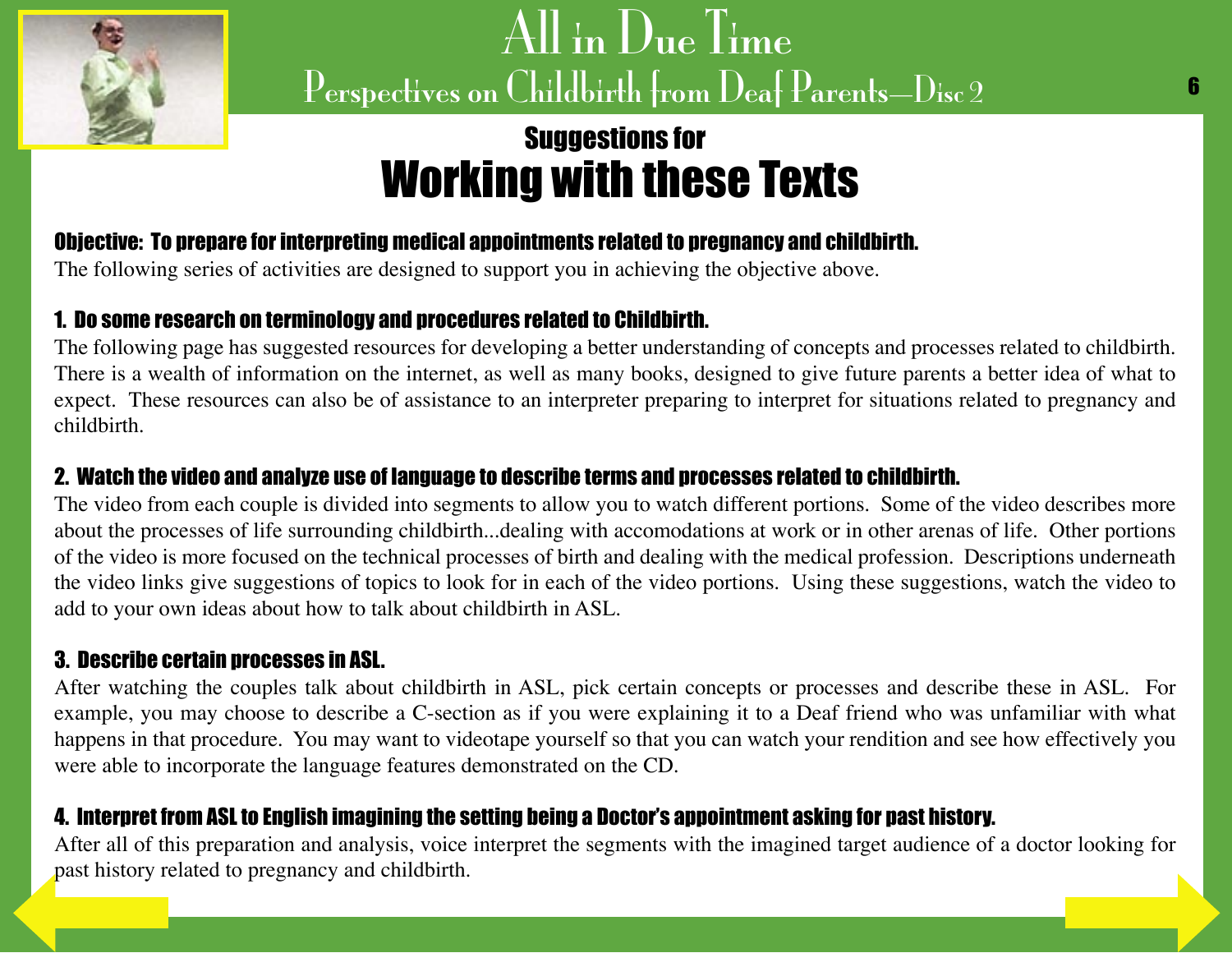# All in Due Time

## Perspectives on Childbirth from Deaf Parents—Disc 2

### Suggestions for

# Working with these Texts

**Objective: To prepare for interpreting medical appointments related to pregnancy and childbirth.**

The following series of activities are designed to support you in achieving the objective above.

**1. Do some research on terminology and procedures related to Childbirth.**

The following page has suggested resources for developing a better understanding of concepts and processes related to childbirth. There is a wealth of information on the internet, as well as many books, designed to give future parents a better idea of what to expect. These resources can also be of assistance to an interpreter preparing to interpret for situations related to pregnancy and childbirth.

**2. Watch the video and analyze use of language to describe terms and processes related to childbirth.**

The video from each couple is divided into segments to allow you to watch different portions. Some of the video describes more about the processes of life surrounding childbirth...dealing with accomodations at work or in other arenas of life. Other portions of the video is more focused on the technical processes of birth and dealing with the medical profession. Descriptions underneath the video links give suggestions of topics to look for in each of the video portions. Using these suggestions, watch the video to add to your own ideas about how to talk about childbirth in ASL.

**3. Describe certain processes in ASL.**

After watching the couples talk about childbirth in ASL, pick certain concepts or processes and describe these in ASL. For example, you may choose to describe a C-section as if you were explaining it to a Deaf friend who was unfamiliar with what happens in that procedure. You may want to videotape yourself so that you can watch your rendition and see how effectively you were able to incorporate the language features demonstrated on the CD.

**4. Interpret from ASL to English imagining the setting being a Doctor's appointment asking for past history.**

After all of this preparation and analysis, voice interpret the segments with the imagined target audience of a doctor looking for past history related to pregnancy and childbirth.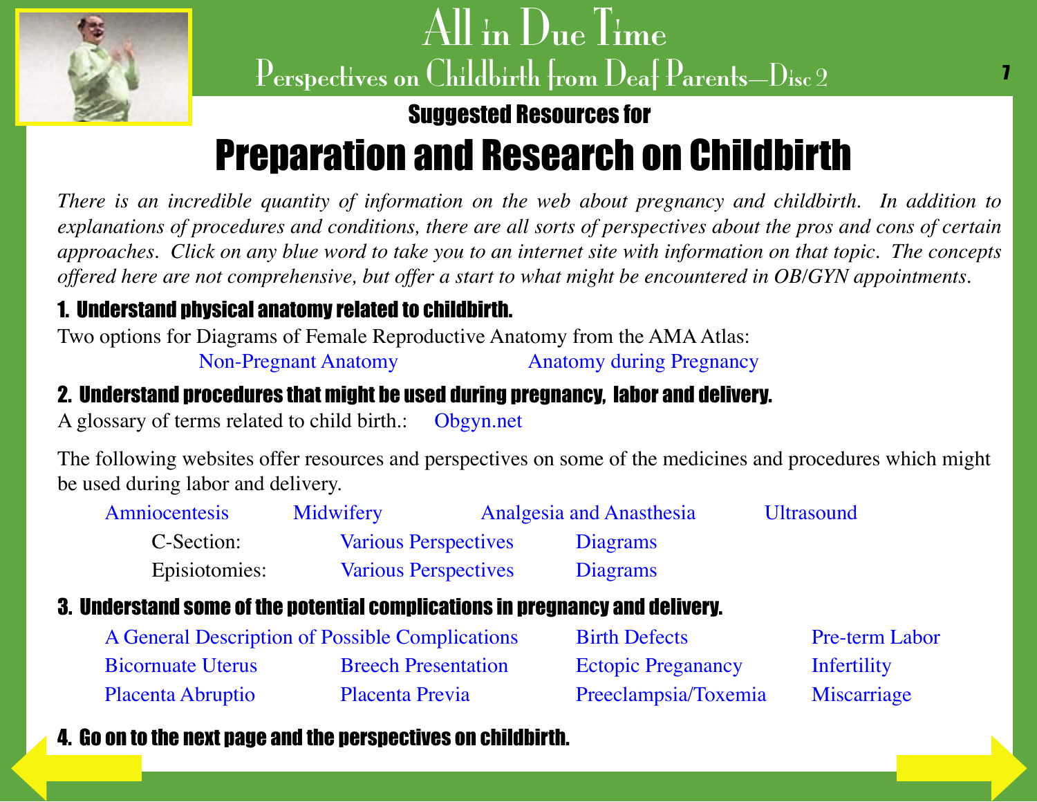# All in Due Time

## Perspectives on Childbirth from Deaf Parents—Disc 2

### Suggested Resources for

# Preparation and Research on Childbirth

*There is an incredible quantity of information on the web about pregnancy and childbirth. In addition to explanations of procedures and conditions, there are all sorts of perspectives about the pros and cons of certain approaches. Click on any blue word to take you to an internet site with information on that topic. The concepts offered here are not comprehensive, but offer a start to what might be encountered in OB/GYN appointments.*

**1. Understand physical anatomy related to childbirth.**

Two options for Diagrams of Female Reproductive Anatomy from the AMA Atlas:

Non-Pregnant Anatomy    Anatomy during Pregnancy

**2. Understand procedures that might be used during pregnancy, labor and delivery.**

A glossary of terms related to child birth.: Obgyn.net

The following websites offer resources and perspectives on some of the medicines and procedures which might be used during labor and delivery.

Amniocentesis    Midwifery    Analgesia and Anasthesia    Ultrasound

C-Section: Various Perspectives    Diagrams

Episiotomies: Various Perspectives    Diagrams

**3. Understand some of the potential complications in pregnancy and delivery.**

A General Description of Possible Complications    Birth Defects    Pre-term Labor

Bicornuate Uterus    Breech Presentation    Ectopic Preganancy    Infertility

Placenta Abruptio    Placenta Previa    Preeclampsia/Toxemia    Miscarriage

**4. Go on to the next page and the perspectives on childbirth.**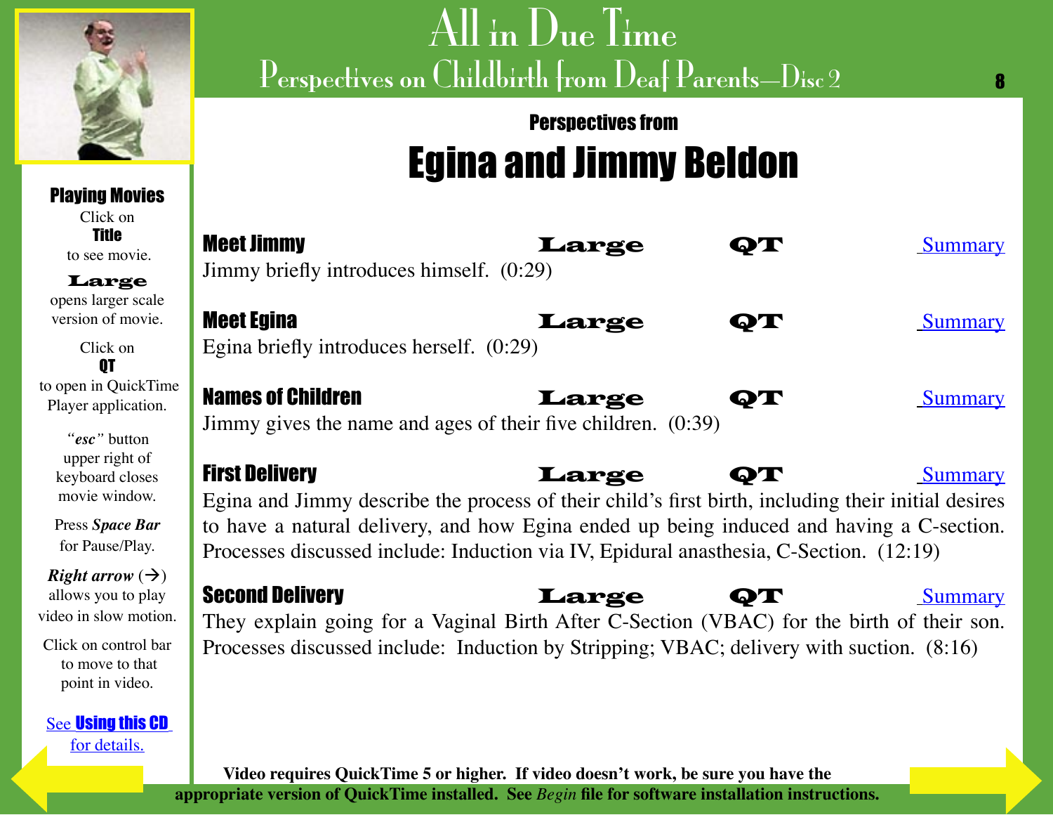# All in Due Time

## Perspectives on Childbirth from Deaf Parents—Disc 2

**Playing Movies**

Click on **Title** to see movie.

**Large** opens larger scale version of movie.

Click on **QT** to open in QuickTime Player application.

*"esc"* button upper right of keyboard closes movie window.

Press ***Space Bar*** for Pause/Play.

***Right arrow*** (→) allows you to play video in slow motion.

Click on control bar to move to that point in video.

See **Using this CD** for details.

### Perspectives from

# Egina and Jimmy Beldon

**Meet Jimmy** **Large** **QT** Summary

Jimmy briefly introduces himself. (0:29)

**Meet Egina** **Large** **QT** Summary

Egina briefly introduces herself. (0:29)

**Names of Children** **Large** **QT** Summary

Jimmy gives the name and ages of their five children. (0:39)

**First Delivery** **Large** **QT** Summary

Egina and Jimmy describe the process of their child's first birth, including their initial desires to have a natural delivery, and how Egina ended up being induced and having a C-section. Processes discussed include: Induction via IV, Epidural anasthesia, C-Section. (12:19)

**Second Delivery** **Large** **QT** Summary

They explain going for a Vaginal Birth After C-Section (VBAC) for the birth of their son. Processes discussed include: Induction by Stripping; VBAC; delivery with suction. (8:16)

**Video requires QuickTime 5 or higher. If video doesn't work, be sure you have the appropriate version of QuickTime installed. See *Begin* file for software installation instructions.**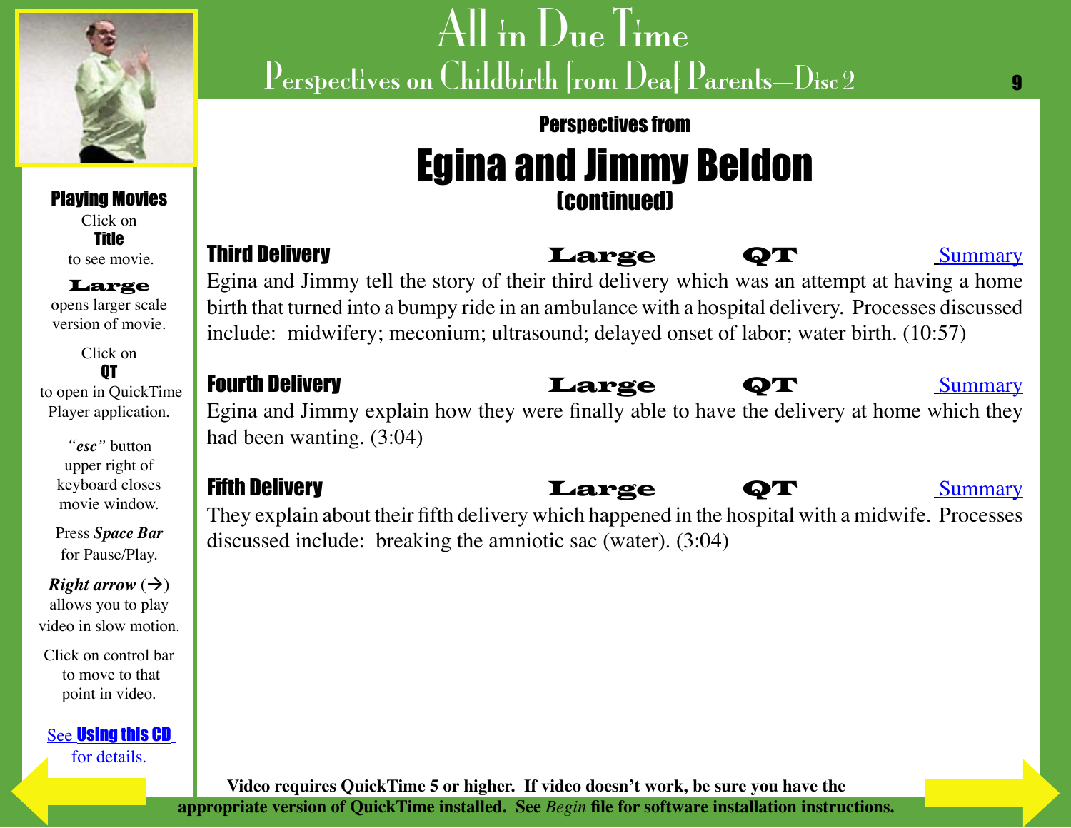### Perspectives from

# Egina and Jimmy Beldon
**(continued)**

## Third Delivery

**Large** **QT** Summary

Egina and Jimmy tell the story of their third delivery which was an attempt at having a home birth that turned into a bumpy ride in an ambulance with a hospital delivery. Processes discussed include: midwifery; meconium; ultrasound; delayed onset of labor; water birth. (10:57)

## Fourth Delivery

**Large** **QT** Summary

Egina and Jimmy explain how they were finally able to have the delivery at home which they had been wanting. (3:04)

## Fifth Delivery

**Large** **QT** Summary

They explain about their fifth delivery which happened in the hospital with a midwife. Processes discussed include: breaking the amniotic sac (water). (3:04)

---

**Playing Movies**

Click on **Title** to see movie.

**Large** opens larger scale version of movie.

Click on **QT** to open in QuickTime Player application.

*"esc"* button upper right of keyboard closes movie window.

Press ***Space Bar*** for Pause/Play.

***Right arrow*** (→) allows you to play video in slow motion.

Click on control bar to move to that point in video.

See **Using this CD** for details.

**Video requires QuickTime 5 or higher. If video doesn't work, be sure you have the appropriate version of QuickTime installed. See *Begin* file for software installation instructions.**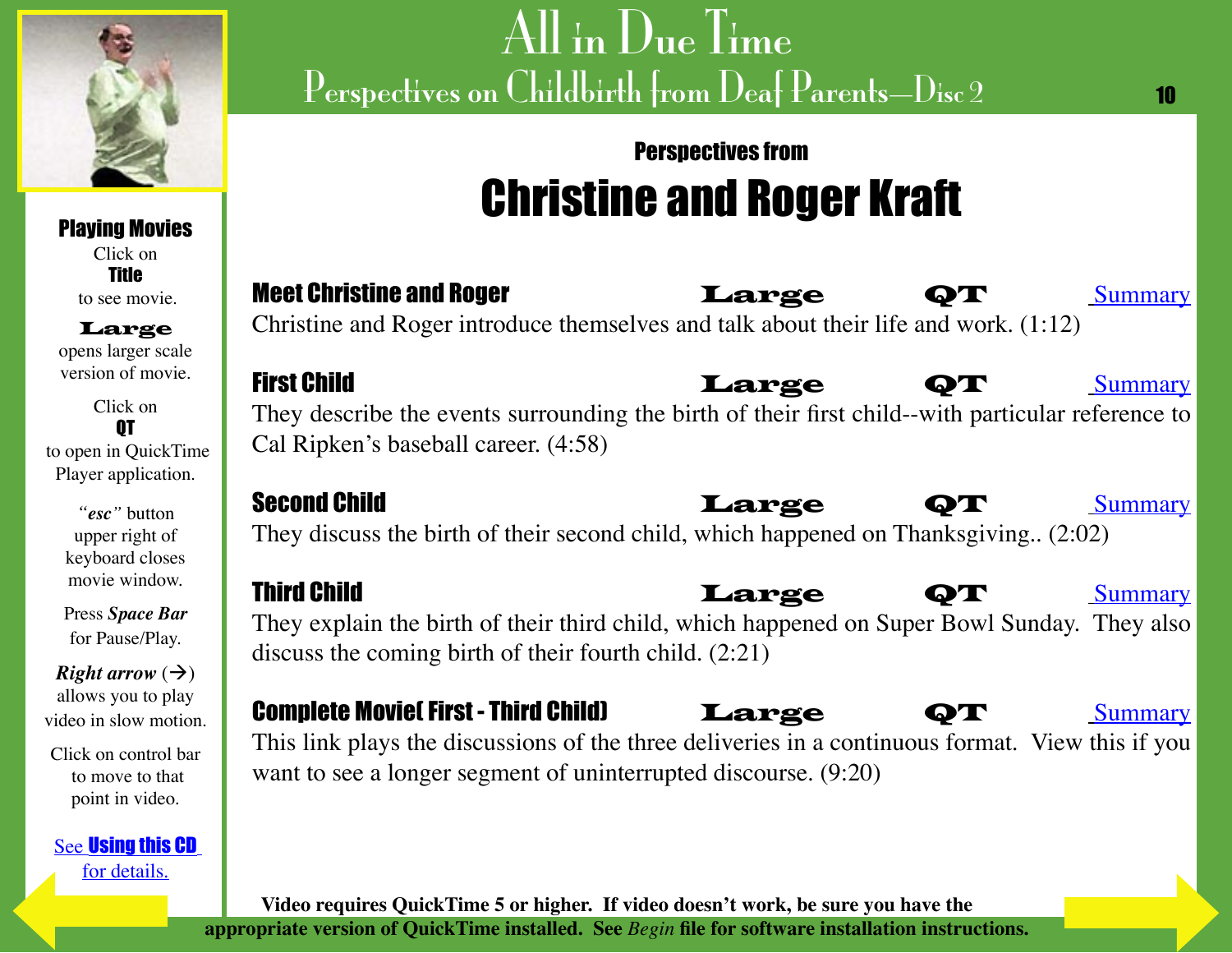# All in Due Time

## Perspectives on Childbirth from Deaf Parents—Disc 2

**Playing Movies**

Click on **Title** to see movie.

**Large** opens larger scale version of movie.

Click on **QT** to open in QuickTime Player application.

*"esc"* button upper right of keyboard closes movie window.

Press ***Space Bar*** for Pause/Play.

***Right arrow*** (→) allows you to play video in slow motion.

Click on control bar to move to that point in video.

See **Using this CD** for details.

### Perspectives from

# Christine and Roger Kraft

**Meet Christine and Roger** — **Large** — **QT** — Summary

Christine and Roger introduce themselves and talk about their life and work. (1:12)

**First Child** — **Large** — **QT** — Summary

They describe the events surrounding the birth of their first child--with particular reference to Cal Ripken's baseball career. (4:58)

**Second Child** — **Large** — **QT** — Summary

They discuss the birth of their second child, which happened on Thanksgiving.. (2:02)

**Third Child** — **Large** — **QT** — Summary

They explain the birth of their third child, which happened on Super Bowl Sunday. They also discuss the coming birth of their fourth child. (2:21)

**Complete Movie( First - Third Child)** — **Large** — **QT** — Summary

This link plays the discussions of the three deliveries in a continuous format. View this if you want to see a longer segment of uninterrupted discourse. (9:20)

**Video requires QuickTime 5 or higher. If video doesn't work, be sure you have the appropriate version of QuickTime installed. See *Begin* file for software installation instructions.**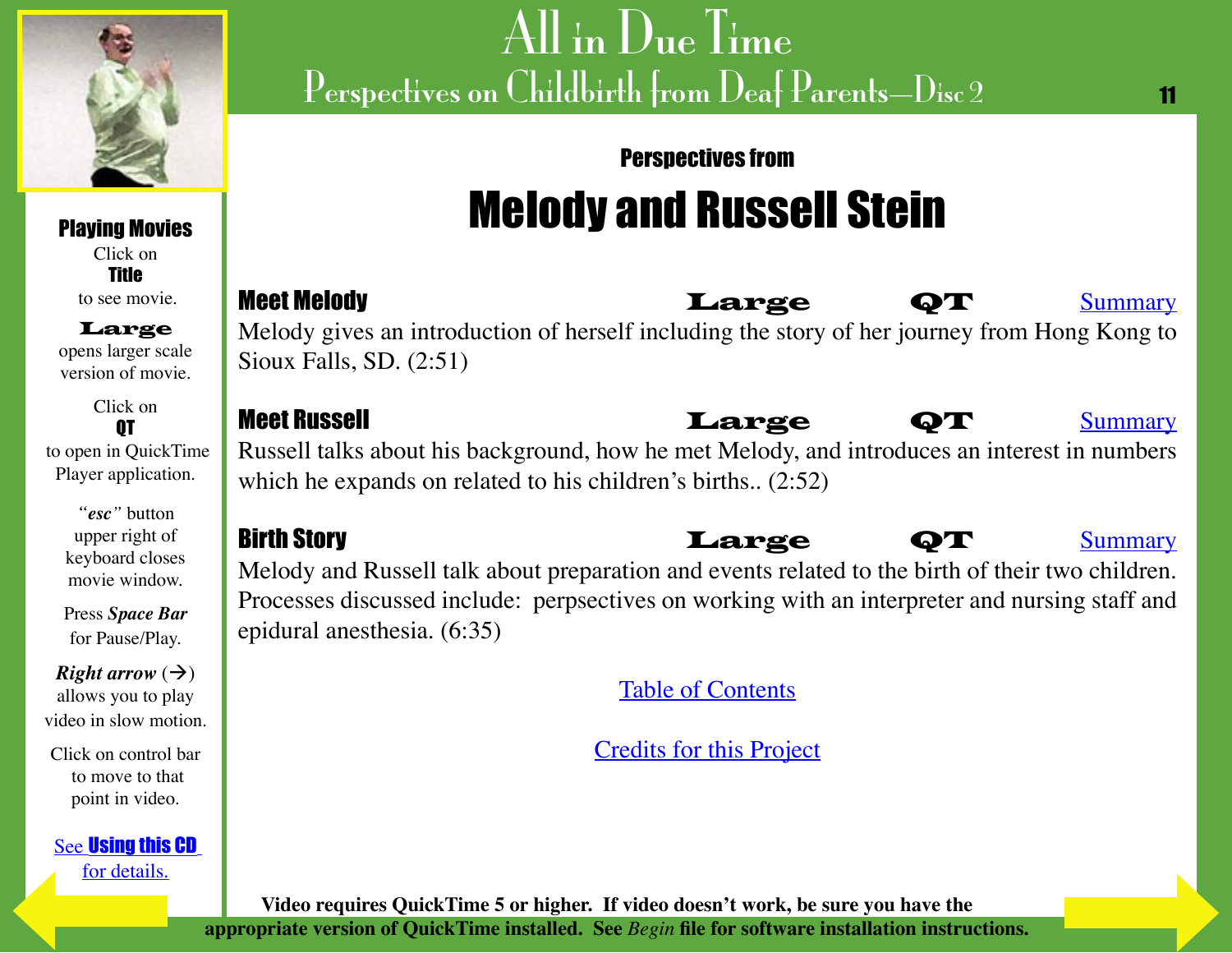## Perspectives from

# Melody and Russell Stein

**Meet Melody** — **Large** — **QT** — Summary

Melody gives an introduction of herself including the story of her journey from Hong Kong to Sioux Falls, SD. (2:51)

**Meet Russell** — **Large** — **QT** — Summary

Russell talks about his background, how he met Melody, and introduces an interest in numbers which he expands on related to his children's births.. (2:52)

**Birth Story** — **Large** — **QT** — Summary

Melody and Russell talk about preparation and events related to the birth of their two children. Processes discussed include: perpsectives on working with an interpreter and nursing staff and epidural anesthesia. (6:35)

Table of Contents

Credits for this Project

**Playing Movies**

Click on **Title** to see movie.

**Large** opens larger scale version of movie.

Click on **QT** to open in QuickTime Player application.

*"esc"* button upper right of keyboard closes movie window.

Press ***Space Bar*** for Pause/Play.

***Right arrow*** (→) allows you to play video in slow motion.

Click on control bar to move to that point in video.

See **Using this CD** for details.

**Video requires QuickTime 5 or higher. If video doesn't work, be sure you have the appropriate version of QuickTime installed. See *Begin* file for software installation instructions.**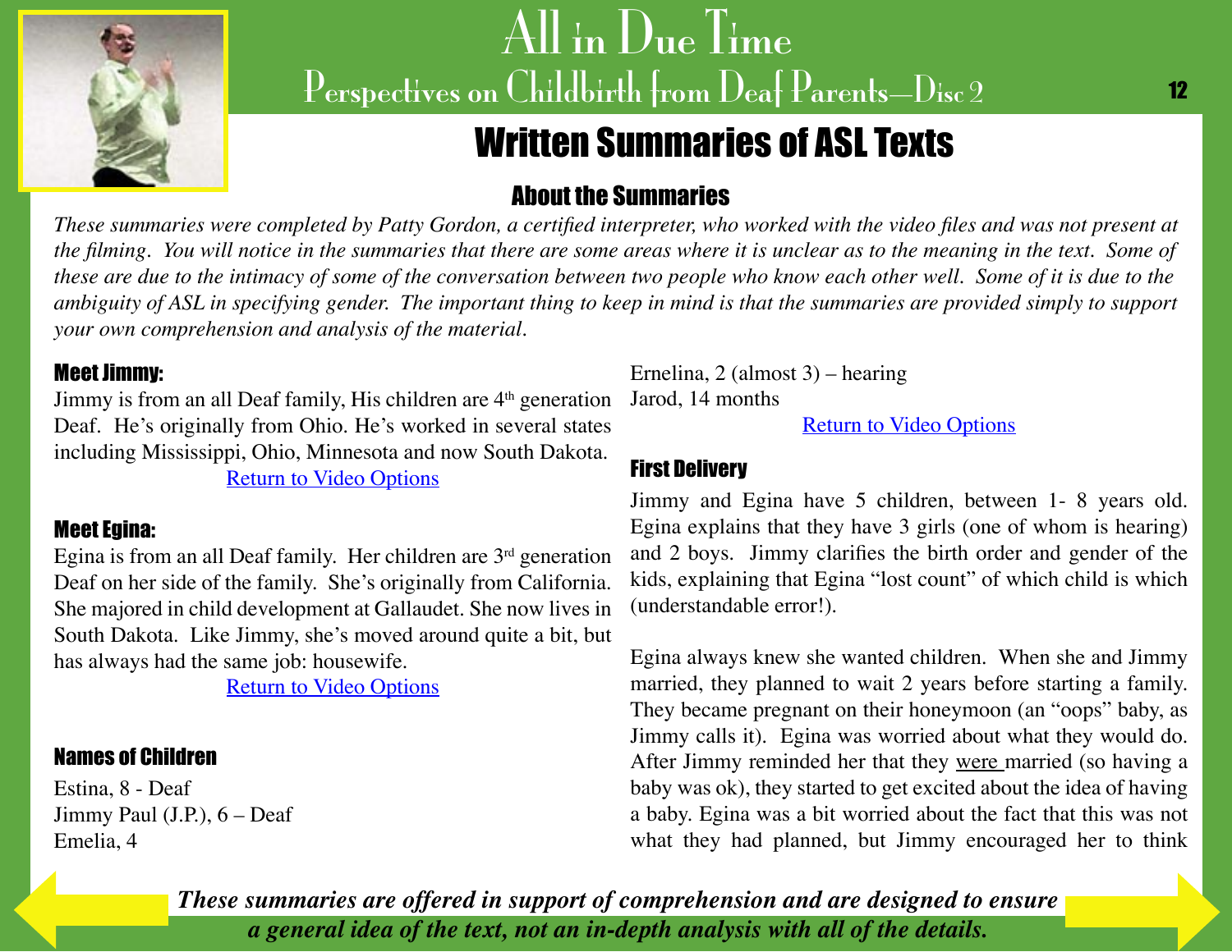# All in Due Time

## Perspectives on Childbirth from Deaf Parents—Disc 2

## Written Summaries of ASL Texts

### About the Summaries

*These summaries were completed by Patty Gordon, a certified interpreter, who worked with the video files and was not present at the filming. You will notice in the summaries that there are some areas where it is unclear as to the meaning in the text. Some of these are due to the intimacy of some of the conversation between two people who know each other well. Some of it is due to the ambiguity of ASL in specifying gender. The important thing to keep in mind is that the summaries are provided simply to support your own comprehension and analysis of the material.*

### Meet Jimmy:

Jimmy is from an all Deaf family, His children are 4th generation Deaf. He's originally from Ohio. He's worked in several states including Mississippi, Ohio, Minnesota and now South Dakota.

Return to Video Options

### Meet Egina:

Egina is from an all Deaf family. Her children are 3rd generation Deaf on her side of the family. She's originally from California. She majored in child development at Gallaudet. She now lives in South Dakota. Like Jimmy, she's moved around quite a bit, but has always had the same job: housewife.

Return to Video Options

### Names of Children

Estina, 8 - Deaf
Jimmy Paul (J.P.), 6 – Deaf
Emelia, 4
Ernelina, 2 (almost 3) – hearing
Jarod, 14 months

Return to Video Options

### First Delivery

Jimmy and Egina have 5 children, between 1- 8 years old. Egina explains that they have 3 girls (one of whom is hearing) and 2 boys. Jimmy clarifies the birth order and gender of the kids, explaining that Egina "lost count" of which child is which (understandable error!).

Egina always knew she wanted children. When she and Jimmy married, they planned to wait 2 years before starting a family. They became pregnant on their honeymoon (an "oops" baby, as Jimmy calls it). Egina was worried about what they would do. After Jimmy reminded her that they were married (so having a baby was ok), they started to get excited about the idea of having a baby. Egina was a bit worried about the fact that this was not what they had planned, but Jimmy encouraged her to think

***These summaries are offered in support of comprehension and are designed to ensure a general idea of the text, not an in-depth analysis with all of the details.***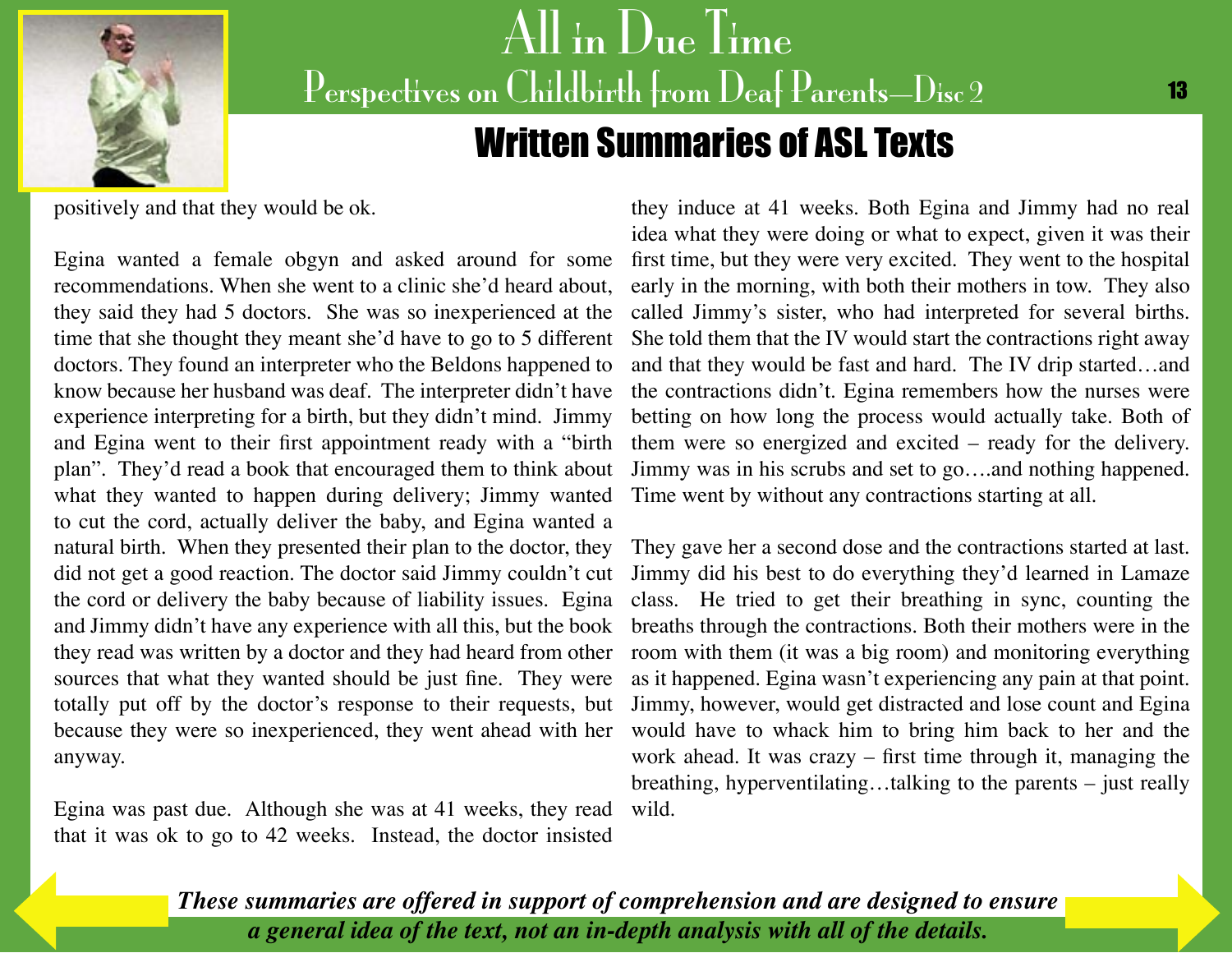## Written Summaries of ASL Texts

positively and that they would be ok.

Egina wanted a female obgyn and asked around for some recommendations. When she went to a clinic she'd heard about, they said they had 5 doctors. She was so inexperienced at the time that she thought they meant she'd have to go to 5 different doctors. They found an interpreter who the Beldons happened to know because her husband was deaf. The interpreter didn't have experience interpreting for a birth, but they didn't mind. Jimmy and Egina went to their first appointment ready with a "birth plan". They'd read a book that encouraged them to think about what they wanted to happen during delivery; Jimmy wanted to cut the cord, actually deliver the baby, and Egina wanted a natural birth. When they presented their plan to the doctor, they did not get a good reaction. The doctor said Jimmy couldn't cut the cord or delivery the baby because of liability issues. Egina and Jimmy didn't have any experience with all this, but the book they read was written by a doctor and they had heard from other sources that what they wanted should be just fine. They were totally put off by the doctor's response to their requests, but because they were so inexperienced, they went ahead with her anyway.

Egina was past due. Although she was at 41 weeks, they read that it was ok to go to 42 weeks. Instead, the doctor insisted they induce at 41 weeks. Both Egina and Jimmy had no real idea what they were doing or what to expect, given it was their first time, but they were very excited. They went to the hospital early in the morning, with both their mothers in tow. They also called Jimmy's sister, who had interpreted for several births. She told them that the IV would start the contractions right away and that they would be fast and hard. The IV drip started…and the contractions didn't. Egina remembers how the nurses were betting on how long the process would actually take. Both of them were so energized and excited – ready for the delivery. Jimmy was in his scrubs and set to go….and nothing happened. Time went by without any contractions starting at all.

They gave her a second dose and the contractions started at last. Jimmy did his best to do everything they'd learned in Lamaze class. He tried to get their breathing in sync, counting the breaths through the contractions. Both their mothers were in the room with them (it was a big room) and monitoring everything as it happened. Egina wasn't experiencing any pain at that point. Jimmy, however, would get distracted and lose count and Egina would have to whack him to bring him back to her and the work ahead. It was crazy – first time through it, managing the breathing, hyperventilating…talking to the parents – just really wild.

***These summaries are offered in support of comprehension and are designed to ensure a general idea of the text, not an in-depth analysis with all of the details.***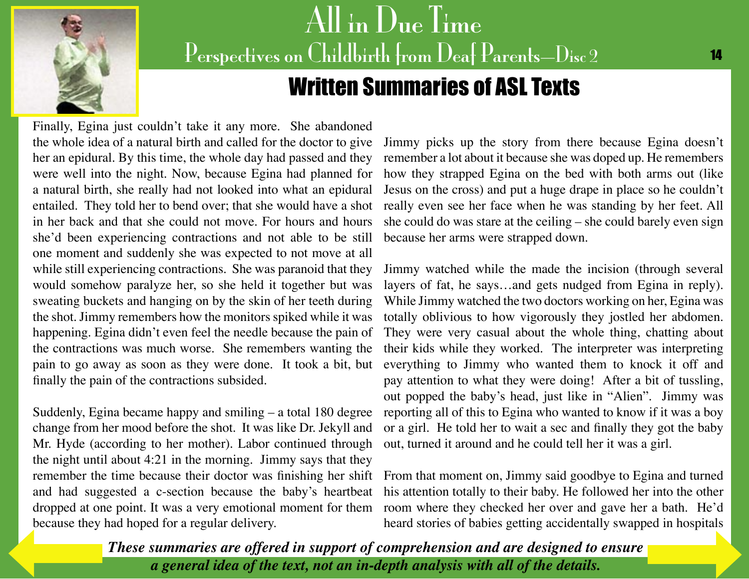## Written Summaries of ASL Texts

Finally, Egina just couldn't take it any more. She abandoned the whole idea of a natural birth and called for the doctor to give her an epidural. By this time, the whole day had passed and they were well into the night. Now, because Egina had planned for a natural birth, she really had not looked into what an epidural entailed. They told her to bend over; that she would have a shot in her back and that she could not move. For hours and hours she'd been experiencing contractions and not able to be still one moment and suddenly she was expected to not move at all while still experiencing contractions. She was paranoid that they would somehow paralyze her, so she held it together but was sweating buckets and hanging on by the skin of her teeth during the shot. Jimmy remembers how the monitors spiked while it was happening. Egina didn't even feel the needle because the pain of the contractions was much worse. She remembers wanting the pain to go away as soon as they were done. It took a bit, but finally the pain of the contractions subsided.

Suddenly, Egina became happy and smiling – a total 180 degree change from her mood before the shot. It was like Dr. Jekyll and Mr. Hyde (according to her mother). Labor continued through the night until about 4:21 in the morning. Jimmy says that they remember the time because their doctor was finishing her shift and had suggested a c-section because the baby's heartbeat dropped at one point. It was a very emotional moment for them because they had hoped for a regular delivery.

Jimmy picks up the story from there because Egina doesn't remember a lot about it because she was doped up. He remembers how they strapped Egina on the bed with both arms out (like Jesus on the cross) and put a huge drape in place so he couldn't really even see her face when he was standing by her feet. All she could do was stare at the ceiling – she could barely even sign because her arms were strapped down.

Jimmy watched while the made the incision (through several layers of fat, he says…and gets nudged from Egina in reply). While Jimmy watched the two doctors working on her, Egina was totally oblivious to how vigorously they jostled her abdomen. They were very casual about the whole thing, chatting about their kids while they worked. The interpreter was interpreting everything to Jimmy who wanted them to knock it off and pay attention to what they were doing! After a bit of tussling, out popped the baby's head, just like in "Alien". Jimmy was reporting all of this to Egina who wanted to know if it was a boy or a girl. He told her to wait a sec and finally they got the baby out, turned it around and he could tell her it was a girl.

From that moment on, Jimmy said goodbye to Egina and turned his attention totally to their baby. He followed her into the other room where they checked her over and gave her a bath. He'd heard stories of babies getting accidentally swapped in hospitals

***These summaries are offered in support of comprehension and are designed to ensure a general idea of the text, not an in-depth analysis with all of the details.***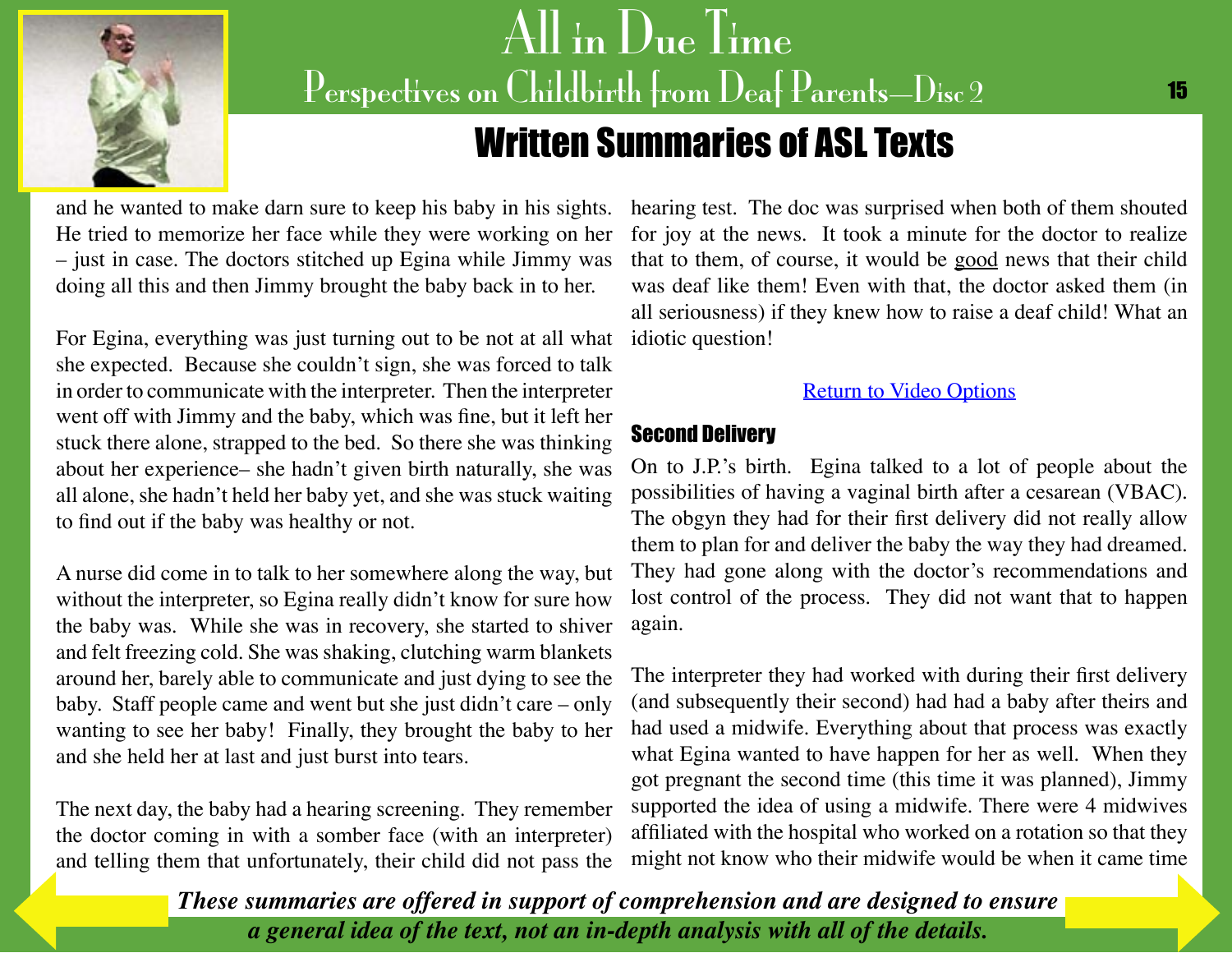and he wanted to make darn sure to keep his baby in his sights. He tried to memorize her face while they were working on her – just in case. The doctors stitched up Egina while Jimmy was doing all this and then Jimmy brought the baby back in to her.

For Egina, everything was just turning out to be not at all what she expected. Because she couldn't sign, she was forced to talk in order to communicate with the interpreter. Then the interpreter went off with Jimmy and the baby, which was fine, but it left her stuck there alone, strapped to the bed. So there she was thinking about her experience– she hadn't given birth naturally, she was all alone, she hadn't held her baby yet, and she was stuck waiting to find out if the baby was healthy or not.

A nurse did come in to talk to her somewhere along the way, but without the interpreter, so Egina really didn't know for sure how the baby was. While she was in recovery, she started to shiver and felt freezing cold. She was shaking, clutching warm blankets around her, barely able to communicate and just dying to see the baby. Staff people came and went but she just didn't care – only wanting to see her baby! Finally, they brought the baby to her and she held her at last and just burst into tears.

The next day, the baby had a hearing screening. They remember the doctor coming in with a somber face (with an interpreter) and telling them that unfortunately, their child did not pass the hearing test. The doc was surprised when both of them shouted for joy at the news. It took a minute for the doctor to realize that to them, of course, it would be good news that their child was deaf like them! Even with that, the doctor asked them (in all seriousness) if they knew how to raise a deaf child! What an idiotic question!

Return to Video Options

### Second Delivery

On to J.P.'s birth. Egina talked to a lot of people about the possibilities of having a vaginal birth after a cesarean (VBAC). The obgyn they had for their first delivery did not really allow them to plan for and deliver the baby the way they had dreamed. They had gone along with the doctor's recommendations and lost control of the process. They did not want that to happen again.

The interpreter they had worked with during their first delivery (and subsequently their second) had had a baby after theirs and had used a midwife. Everything about that process was exactly what Egina wanted to have happen for her as well. When they got pregnant the second time (this time it was planned), Jimmy supported the idea of using a midwife. There were 4 midwives affiliated with the hospital who worked on a rotation so that they might not know who their midwife would be when it came time

***These summaries are offered in support of comprehension and are designed to ensure a general idea of the text, not an in-depth analysis with all of the details.***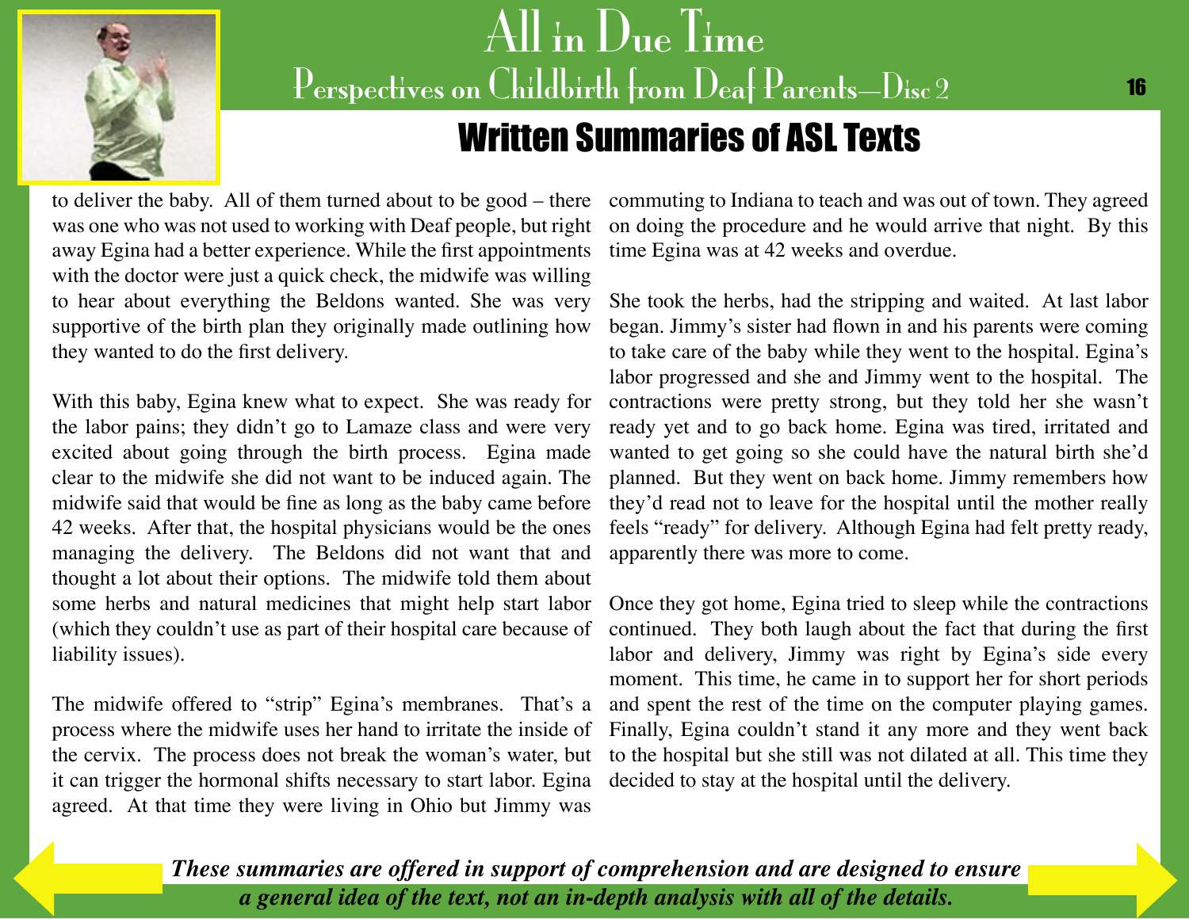to deliver the baby. All of them turned about to be good – there was one who was not used to working with Deaf people, but right away Egina had a better experience. While the first appointments with the doctor were just a quick check, the midwife was willing to hear about everything the Beldons wanted. She was very supportive of the birth plan they originally made outlining how they wanted to do the first delivery.

With this baby, Egina knew what to expect. She was ready for the labor pains; they didn't go to Lamaze class and were very excited about going through the birth process. Egina made clear to the midwife she did not want to be induced again. The midwife said that would be fine as long as the baby came before 42 weeks. After that, the hospital physicians would be the ones managing the delivery. The Beldons did not want that and thought a lot about their options. The midwife told them about some herbs and natural medicines that might help start labor (which they couldn't use as part of their hospital care because of liability issues).

The midwife offered to "strip" Egina's membranes. That's a process where the midwife uses her hand to irritate the inside of the cervix. The process does not break the woman's water, but it can trigger the hormonal shifts necessary to start labor. Egina agreed. At that time they were living in Ohio but Jimmy was commuting to Indiana to teach and was out of town. They agreed on doing the procedure and he would arrive that night. By this time Egina was at 42 weeks and overdue.

She took the herbs, had the stripping and waited. At last labor began. Jimmy's sister had flown in and his parents were coming to take care of the baby while they went to the hospital. Egina's labor progressed and she and Jimmy went to the hospital. The contractions were pretty strong, but they told her she wasn't ready yet and to go back home. Egina was tired, irritated and wanted to get going so she could have the natural birth she'd planned. But they went on back home. Jimmy remembers how they'd read not to leave for the hospital until the mother really feels "ready" for delivery. Although Egina had felt pretty ready, apparently there was more to come.

Once they got home, Egina tried to sleep while the contractions continued. They both laugh about the fact that during the first labor and delivery, Jimmy was right by Egina's side every moment. This time, he came in to support her for short periods and spent the rest of the time on the computer playing games. Finally, Egina couldn't stand it any more and they went back to the hospital but she still was not dilated at all. This time they decided to stay at the hospital until the delivery.

***These summaries are offered in support of comprehension and are designed to ensure a general idea of the text, not an in-depth analysis with all of the details.***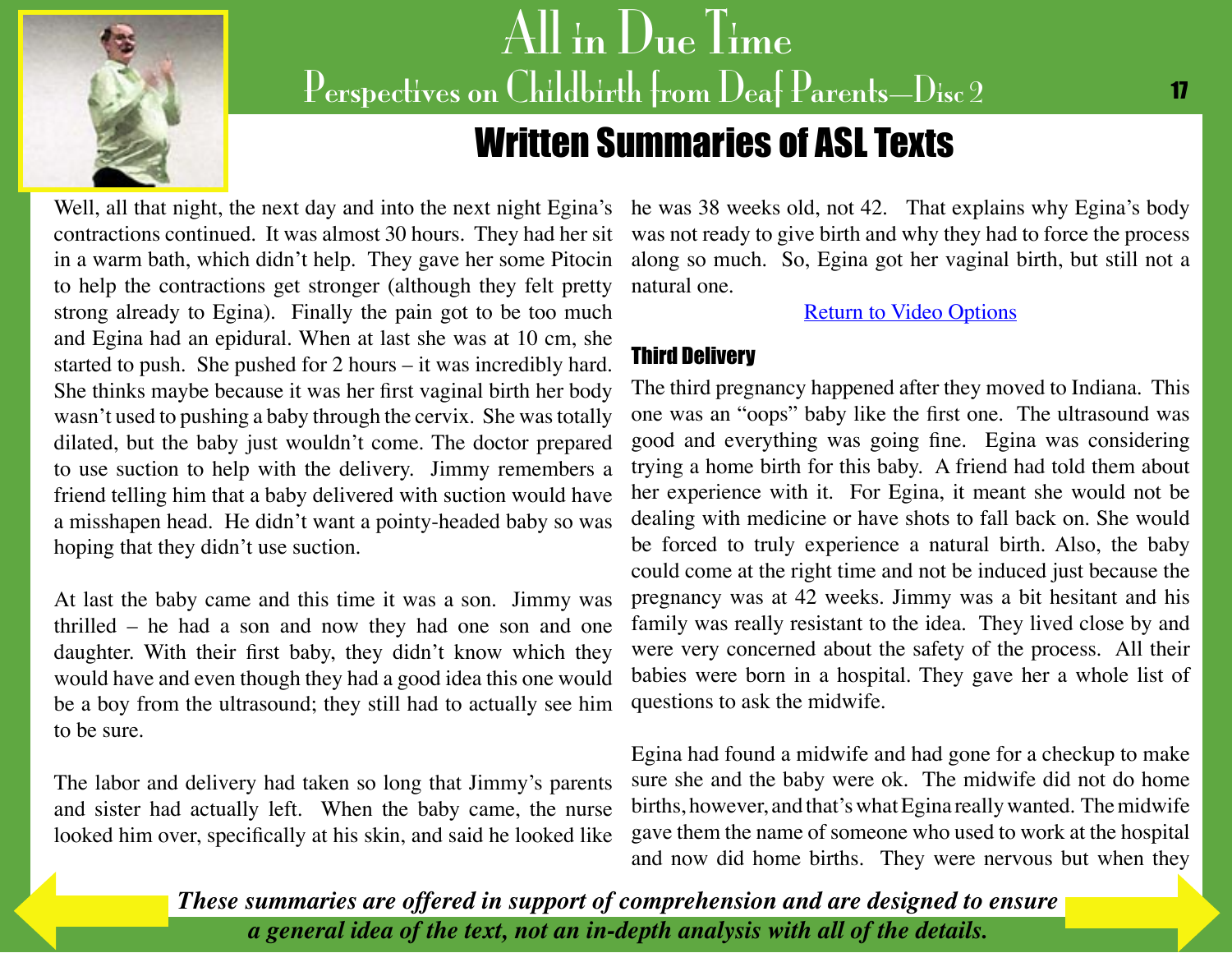## Written Summaries of ASL Texts

Well, all that night, the next day and into the next night Egina's contractions continued. It was almost 30 hours. They had her sit in a warm bath, which didn't help. They gave her some Pitocin to help the contractions get stronger (although they felt pretty strong already to Egina). Finally the pain got to be too much and Egina had an epidural. When at last she was at 10 cm, she started to push. She pushed for 2 hours – it was incredibly hard. She thinks maybe because it was her first vaginal birth her body wasn't used to pushing a baby through the cervix. She was totally dilated, but the baby just wouldn't come. The doctor prepared to use suction to help with the delivery. Jimmy remembers a friend telling him that a baby delivered with suction would have a misshapen head. He didn't want a pointy-headed baby so was hoping that they didn't use suction.

At last the baby came and this time it was a son. Jimmy was thrilled – he had a son and now they had one son and one daughter. With their first baby, they didn't know which they would have and even though they had a good idea this one would be a boy from the ultrasound; they still had to actually see him to be sure.

The labor and delivery had taken so long that Jimmy's parents and sister had actually left. When the baby came, the nurse looked him over, specifically at his skin, and said he looked like he was 38 weeks old, not 42. That explains why Egina's body was not ready to give birth and why they had to force the process along so much. So, Egina got her vaginal birth, but still not a natural one.

Return to Video Options

### Third Delivery

The third pregnancy happened after they moved to Indiana. This one was an "oops" baby like the first one. The ultrasound was good and everything was going fine. Egina was considering trying a home birth for this baby. A friend had told them about her experience with it. For Egina, it meant she would not be dealing with medicine or have shots to fall back on. She would be forced to truly experience a natural birth. Also, the baby could come at the right time and not be induced just because the pregnancy was at 42 weeks. Jimmy was a bit hesitant and his family was really resistant to the idea. They lived close by and were very concerned about the safety of the process. All their babies were born in a hospital. They gave her a whole list of questions to ask the midwife.

Egina had found a midwife and had gone for a checkup to make sure she and the baby were ok. The midwife did not do home births, however, and that's what Egina really wanted. The midwife gave them the name of someone who used to work at the hospital and now did home births. They were nervous but when they

*These summaries are offered in support of comprehension and are designed to ensure a general idea of the text, not an in-depth analysis with all of the details.*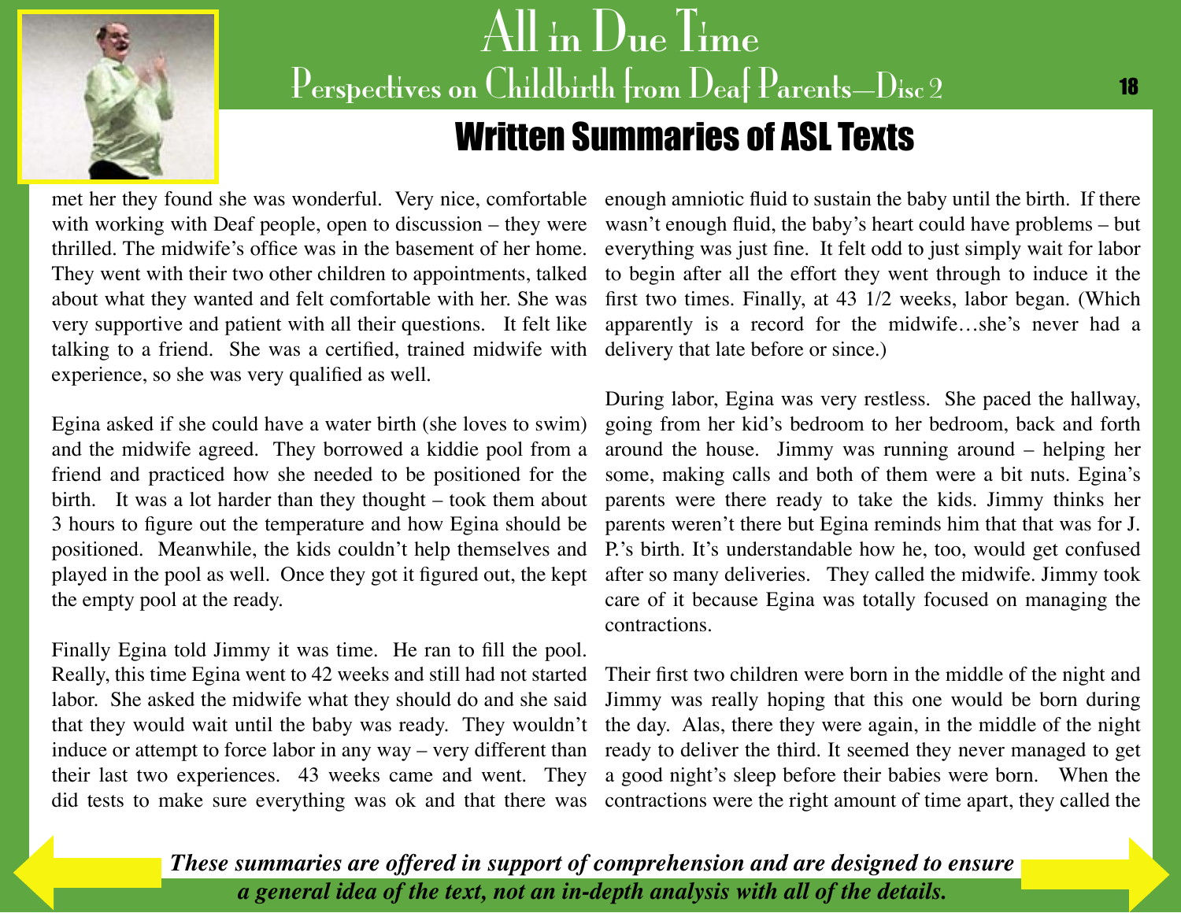## Written Summaries of ASL Texts

met her they found she was wonderful. Very nice, comfortable with working with Deaf people, open to discussion – they were thrilled. The midwife's office was in the basement of her home. They went with their two other children to appointments, talked about what they wanted and felt comfortable with her. She was very supportive and patient with all their questions. It felt like talking to a friend. She was a certified, trained midwife with experience, so she was very qualified as well.

Egina asked if she could have a water birth (she loves to swim) and the midwife agreed. They borrowed a kiddie pool from a friend and practiced how she needed to be positioned for the birth. It was a lot harder than they thought – took them about 3 hours to figure out the temperature and how Egina should be positioned. Meanwhile, the kids couldn't help themselves and played in the pool as well. Once they got it figured out, the kept the empty pool at the ready.

Finally Egina told Jimmy it was time. He ran to fill the pool. Really, this time Egina went to 42 weeks and still had not started labor. She asked the midwife what they should do and she said that they would wait until the baby was ready. They wouldn't induce or attempt to force labor in any way – very different than their last two experiences. 43 weeks came and went. They did tests to make sure everything was ok and that there was enough amniotic fluid to sustain the baby until the birth. If there wasn't enough fluid, the baby's heart could have problems – but everything was just fine. It felt odd to just simply wait for labor to begin after all the effort they went through to induce it the first two times. Finally, at 43 1/2 weeks, labor began. (Which apparently is a record for the midwife…she's never had a delivery that late before or since.)

During labor, Egina was very restless. She paced the hallway, going from her kid's bedroom to her bedroom, back and forth around the house. Jimmy was running around – helping her some, making calls and both of them were a bit nuts. Egina's parents were there ready to take the kids. Jimmy thinks her parents weren't there but Egina reminds him that that was for J. P.'s birth. It's understandable how he, too, would get confused after so many deliveries. They called the midwife. Jimmy took care of it because Egina was totally focused on managing the contractions.

Their first two children were born in the middle of the night and Jimmy was really hoping that this one would be born during the day. Alas, there they were again, in the middle of the night ready to deliver the third. It seemed they never managed to get a good night's sleep before their babies were born. When the contractions were the right amount of time apart, they called the

***These summaries are offered in support of comprehension and are designed to ensure a general idea of the text, not an in-depth analysis with all of the details.***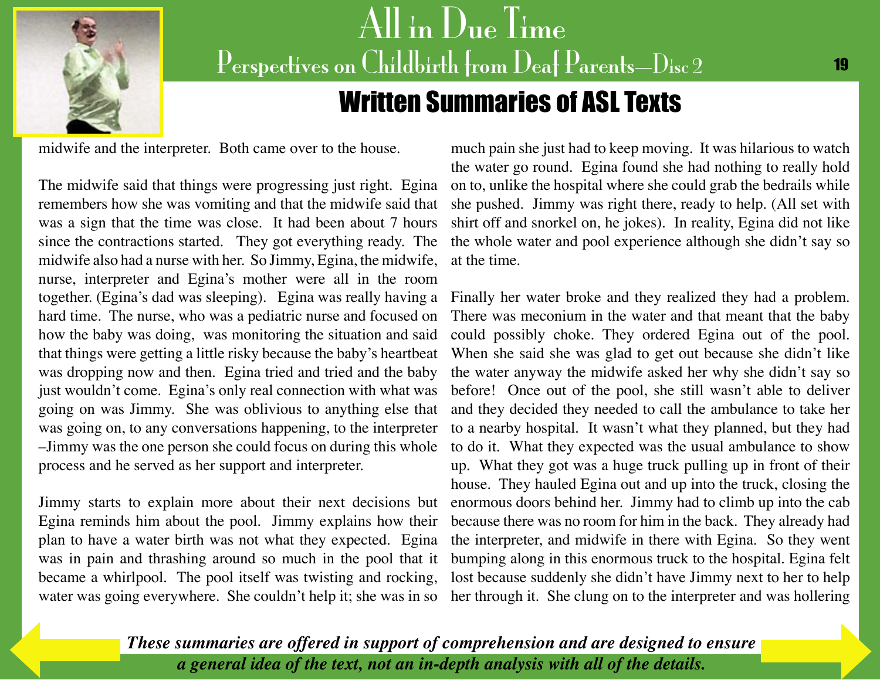## Written Summaries of ASL Texts

midwife and the interpreter. Both came over to the house.

The midwife said that things were progressing just right. Egina remembers how she was vomiting and that the midwife said that was a sign that the time was close. It had been about 7 hours since the contractions started. They got everything ready. The midwife also had a nurse with her. So Jimmy, Egina, the midwife, nurse, interpreter and Egina's mother were all in the room together. (Egina's dad was sleeping). Egina was really having a hard time. The nurse, who was a pediatric nurse and focused on how the baby was doing, was monitoring the situation and said that things were getting a little risky because the baby's heartbeat was dropping now and then. Egina tried and tried and the baby just wouldn't come. Egina's only real connection with what was going on was Jimmy. She was oblivious to anything else that was going on, to any conversations happening, to the interpreter –Jimmy was the one person she could focus on during this whole process and he served as her support and interpreter.

Jimmy starts to explain more about their next decisions but Egina reminds him about the pool. Jimmy explains how their plan to have a water birth was not what they expected. Egina was in pain and thrashing around so much in the pool that it became a whirlpool. The pool itself was twisting and rocking, water was going everywhere. She couldn't help it; she was in so much pain she just had to keep moving. It was hilarious to watch the water go round. Egina found she had nothing to really hold on to, unlike the hospital where she could grab the bedrails while she pushed. Jimmy was right there, ready to help. (All set with shirt off and snorkel on, he jokes). In reality, Egina did not like the whole water and pool experience although she didn't say so at the time.

Finally her water broke and they realized they had a problem. There was meconium in the water and that meant that the baby could possibly choke. They ordered Egina out of the pool. When she said she was glad to get out because she didn't like the water anyway the midwife asked her why she didn't say so before! Once out of the pool, she still wasn't able to deliver and they decided they needed to call the ambulance to take her to a nearby hospital. It wasn't what they planned, but they had to do it. What they expected was the usual ambulance to show up. What they got was a huge truck pulling up in front of their house. They hauled Egina out and up into the truck, closing the enormous doors behind her. Jimmy had to climb up into the cab because there was no room for him in the back. They already had the interpreter, and midwife in there with Egina. So they went bumping along in this enormous truck to the hospital. Egina felt lost because suddenly she didn't have Jimmy next to her to help her through it. She clung on to the interpreter and was hollering

***These summaries are offered in support of comprehension and are designed to ensure a general idea of the text, not an in-depth analysis with all of the details.***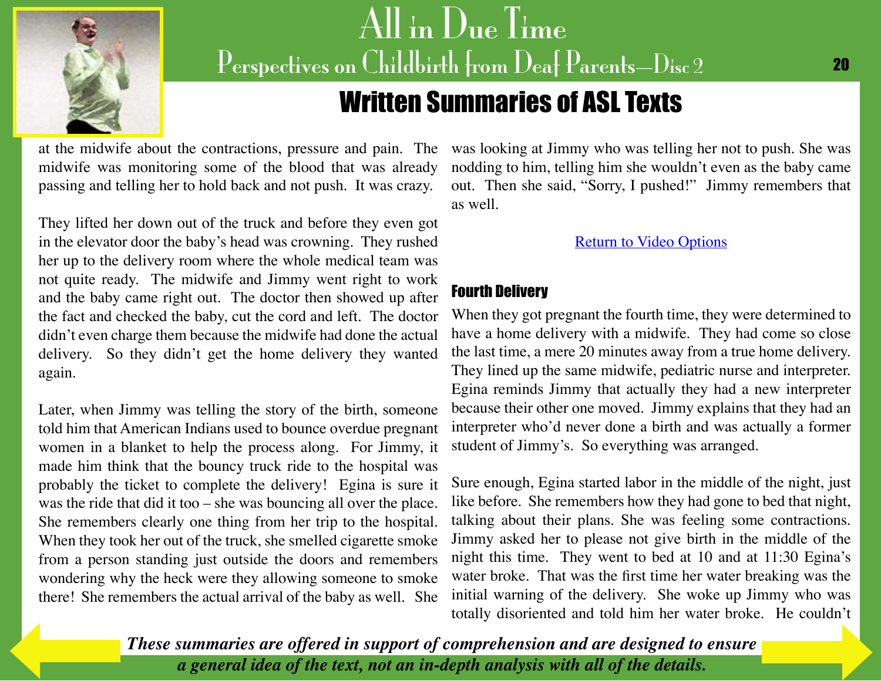at the midwife about the contractions, pressure and pain. The midwife was monitoring some of the blood that was already passing and telling her to hold back and not push. It was crazy.

They lifted her down out of the truck and before they even got in the elevator door the baby's head was crowning. They rushed her up to the delivery room where the whole medical team was not quite ready. The midwife and Jimmy went right to work and the baby came right out. The doctor then showed up after the fact and checked the baby, cut the cord and left. The doctor didn't even charge them because the midwife had done the actual delivery. So they didn't get the home delivery they wanted again.

Later, when Jimmy was telling the story of the birth, someone told him that American Indians used to bounce overdue pregnant women in a blanket to help the process along. For Jimmy, it made him think that the bouncy truck ride to the hospital was probably the ticket to complete the delivery! Egina is sure it was the ride that did it too – she was bouncing all over the place. She remembers clearly one thing from her trip to the hospital. When they took her out of the truck, she smelled cigarette smoke from a person standing just outside the doors and remembers wondering why the heck were they allowing someone to smoke there! She remembers the actual arrival of the baby as well. She was looking at Jimmy who was telling her not to push. She was nodding to him, telling him she wouldn't even as the baby came out. Then she said, "Sorry, I pushed!" Jimmy remembers that as well.

Return to Video Options

### Fourth Delivery

When they got pregnant the fourth time, they were determined to have a home delivery with a midwife. They had come so close the last time, a mere 20 minutes away from a true home delivery. They lined up the same midwife, pediatric nurse and interpreter. Egina reminds Jimmy that actually they had a new interpreter because their other one moved. Jimmy explains that they had an interpreter who'd never done a birth and was actually a former student of Jimmy's. So everything was arranged.

Sure enough, Egina started labor in the middle of the night, just like before. She remembers how they had gone to bed that night, talking about their plans. She was feeling some contractions. Jimmy asked her to please not give birth in the middle of the night this time. They went to bed at 10 and at 11:30 Egina's water broke. That was the first time her water breaking was the initial warning of the delivery. She woke up Jimmy who was totally disoriented and told him her water broke. He couldn't

***These summaries are offered in support of comprehension and are designed to ensure a general idea of the text, not an in-depth analysis with all of the details.***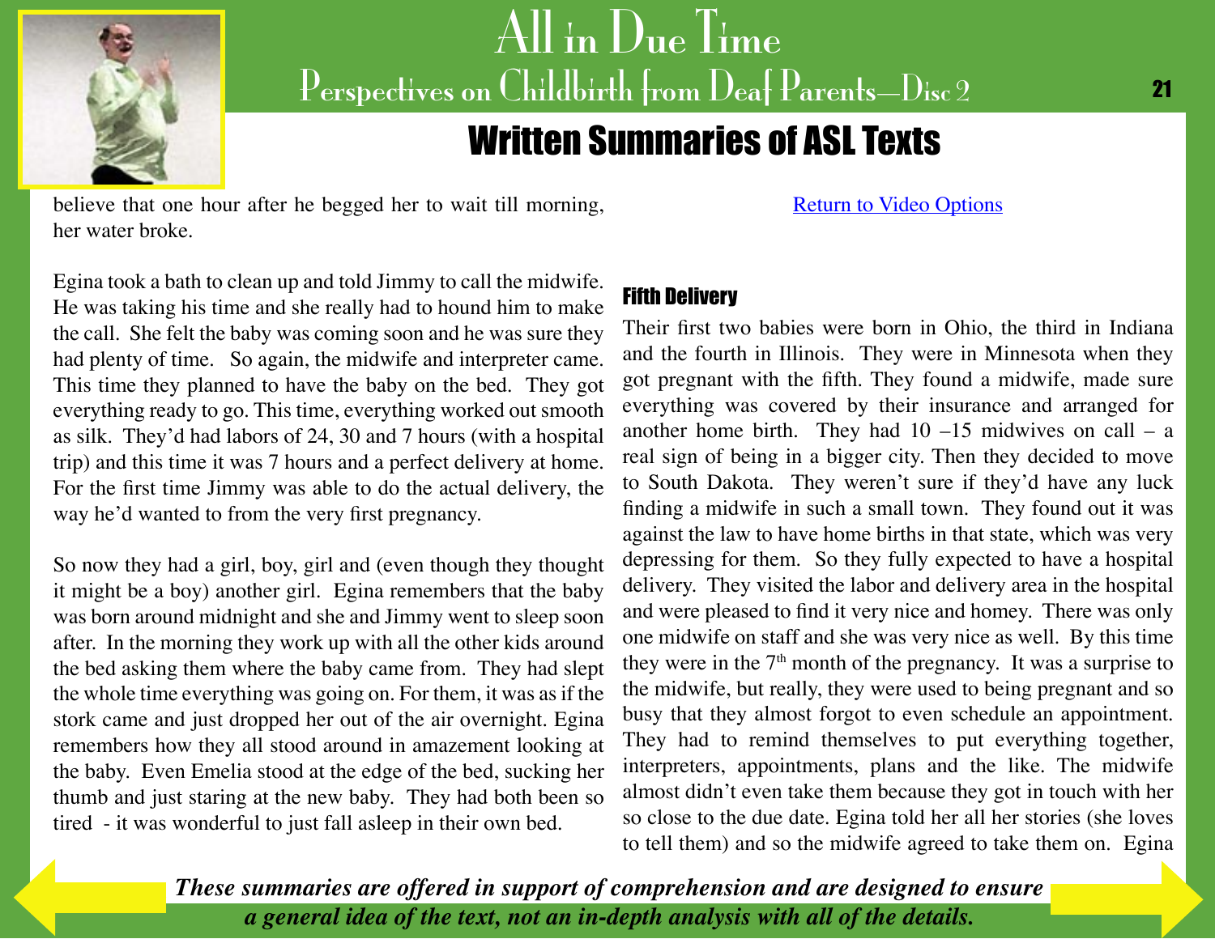believe that one hour after he begged her to wait till morning, her water broke.

Egina took a bath to clean up and told Jimmy to call the midwife. He was taking his time and she really had to hound him to make the call. She felt the baby was coming soon and he was sure they had plenty of time. So again, the midwife and interpreter came. This time they planned to have the baby on the bed. They got everything ready to go. This time, everything worked out smooth as silk. They'd had labors of 24, 30 and 7 hours (with a hospital trip) and this time it was 7 hours and a perfect delivery at home. For the first time Jimmy was able to do the actual delivery, the way he'd wanted to from the very first pregnancy.

So now they had a girl, boy, girl and (even though they thought it might be a boy) another girl. Egina remembers that the baby was born around midnight and she and Jimmy went to sleep soon after. In the morning they work up with all the other kids around the bed asking them where the baby came from. They had slept the whole time everything was going on. For them, it was as if the stork came and just dropped her out of the air overnight. Egina remembers how they all stood around in amazement looking at the baby. Even Emelia stood at the edge of the bed, sucking her thumb and just staring at the new baby. They had both been so tired - it was wonderful to just fall asleep in their own bed.

Return to Video Options

### Fifth Delivery

Their first two babies were born in Ohio, the third in Indiana and the fourth in Illinois. They were in Minnesota when they got pregnant with the fifth. They found a midwife, made sure everything was covered by their insurance and arranged for another home birth. They had 10 –15 midwives on call – a real sign of being in a bigger city. Then they decided to move to South Dakota. They weren't sure if they'd have any luck finding a midwife in such a small town. They found out it was against the law to have home births in that state, which was very depressing for them. So they fully expected to have a hospital delivery. They visited the labor and delivery area in the hospital and were pleased to find it very nice and homey. There was only one midwife on staff and she was very nice as well. By this time they were in the 7th month of the pregnancy. It was a surprise to the midwife, but really, they were used to being pregnant and so busy that they almost forgot to even schedule an appointment. They had to remind themselves to put everything together, interpreters, appointments, plans and the like. The midwife almost didn't even take them because they got in touch with her so close to the due date. Egina told her all her stories (she loves to tell them) and so the midwife agreed to take them on. Egina

*These summaries are offered in support of comprehension and are designed to ensure a general idea of the text, not an in-depth analysis with all of the details.*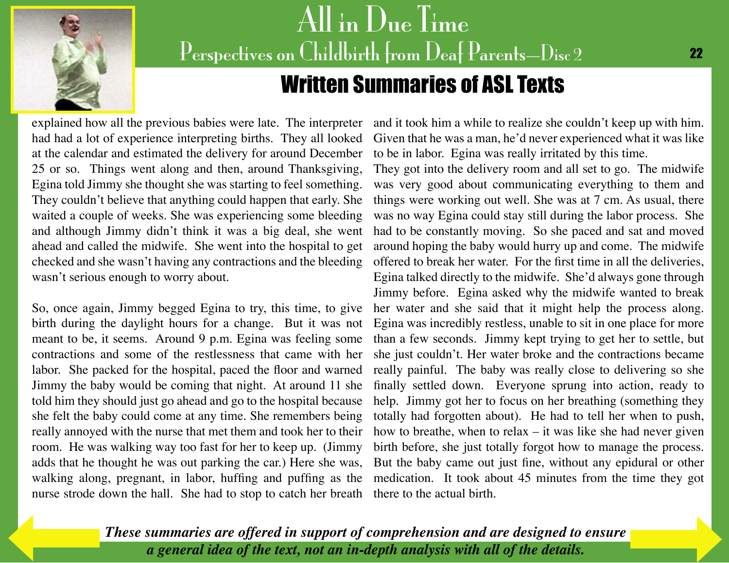explained how all the previous babies were late. The interpreter had had a lot of experience interpreting births. They all looked at the calendar and estimated the delivery for around December 25 or so. Things went along and then, around Thanksgiving, Egina told Jimmy she thought she was starting to feel something. They couldn't believe that anything could happen that early. She waited a couple of weeks. She was experiencing some bleeding and although Jimmy didn't think it was a big deal, she went ahead and called the midwife. She went into the hospital to get checked and she wasn't having any contractions and the bleeding wasn't serious enough to worry about.

So, once again, Jimmy begged Egina to try, this time, to give birth during the daylight hours for a change. But it was not meant to be, it seems. Around 9 p.m. Egina was feeling some contractions and some of the restlessness that came with her labor. She packed for the hospital, paced the floor and warned Jimmy the baby would be coming that night. At around 11 she told him they should just go ahead and go to the hospital because she felt the baby could come at any time. She remembers being really annoyed with the nurse that met them and took her to their room. He was walking way too fast for her to keep up. (Jimmy adds that he thought he was out parking the car.) Here she was, walking along, pregnant, in labor, huffing and puffing as the nurse strode down the hall. She had to stop to catch her breath and it took him a while to realize she couldn't keep up with him. Given that he was a man, he'd never experienced what it was like to be in labor. Egina was really irritated by this time.
They got into the delivery room and all set to go. The midwife was very good about communicating everything to them and things were working out well. She was at 7 cm. As usual, there was no way Egina could stay still during the labor process. She had to be constantly moving. So she paced and sat and moved around hoping the baby would hurry up and come. The midwife offered to break her water. For the first time in all the deliveries, Egina talked directly to the midwife. She'd always gone through Jimmy before. Egina asked why the midwife wanted to break her water and she said that it might help the process along. Egina was incredibly restless, unable to sit in one place for more than a few seconds. Jimmy kept trying to get her to settle, but she just couldn't. Her water broke and the contractions became really painful. The baby was really close to delivering so she finally settled down. Everyone sprung into action, ready to help. Jimmy got her to focus on her breathing (something they totally had forgotten about). He had to tell her when to push, how to breathe, when to relax – it was like she had never given birth before, she just totally forgot how to manage the process. But the baby came out just fine, without any epidural or other medication. It took about 45 minutes from the time they got there to the actual birth.

***These summaries are offered in support of comprehension and are designed to ensure a general idea of the text, not an in-depth analysis with all of the details.***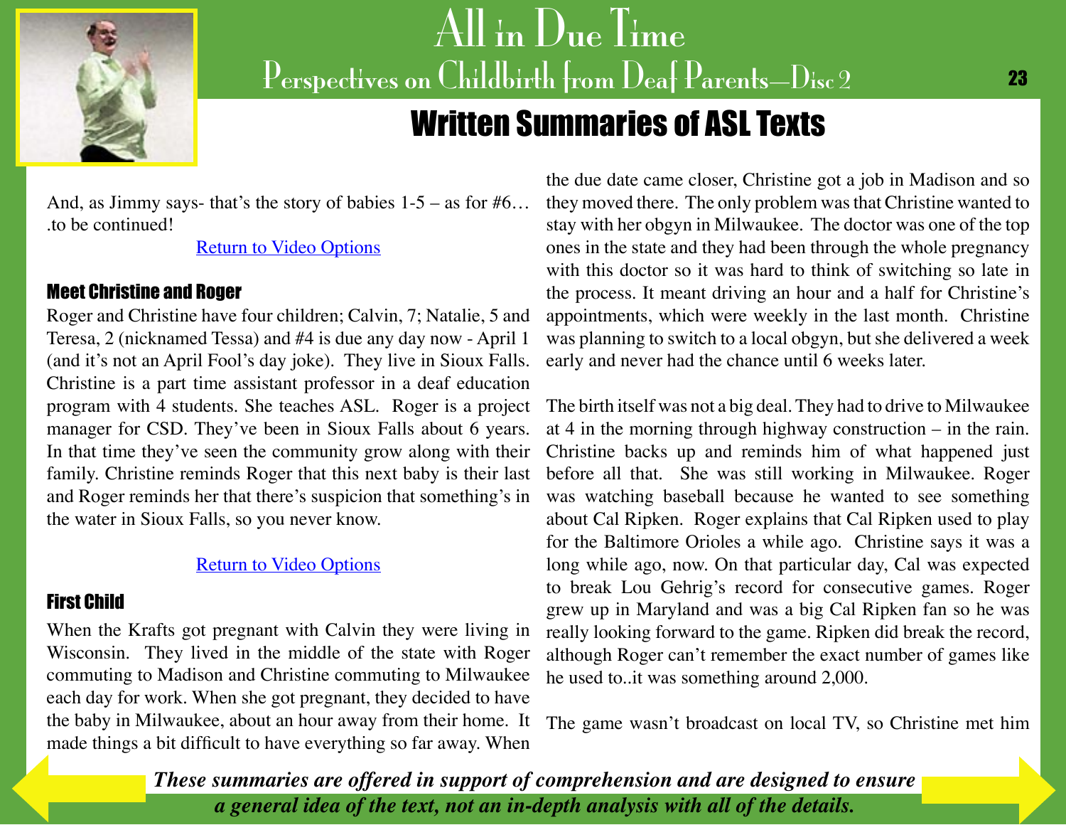And, as Jimmy says- that's the story of babies 1-5 – as for #6… .to be continued!

Return to Video Options

### Meet Christine and Roger

Roger and Christine have four children; Calvin, 7; Natalie, 5 and Teresa, 2 (nicknamed Tessa) and #4 is due any day now - April 1 (and it's not an April Fool's day joke). They live in Sioux Falls. Christine is a part time assistant professor in a deaf education program with 4 students. She teaches ASL. Roger is a project manager for CSD. They've been in Sioux Falls about 6 years. In that time they've seen the community grow along with their family. Christine reminds Roger that this next baby is their last and Roger reminds her that there's suspicion that something's in the water in Sioux Falls, so you never know.

Return to Video Options

### First Child

When the Krafts got pregnant with Calvin they were living in Wisconsin. They lived in the middle of the state with Roger commuting to Madison and Christine commuting to Milwaukee each day for work. When she got pregnant, they decided to have the baby in Milwaukee, about an hour away from their home. It made things a bit difficult to have everything so far away. When the due date came closer, Christine got a job in Madison and so they moved there. The only problem was that Christine wanted to stay with her obgyn in Milwaukee. The doctor was one of the top ones in the state and they had been through the whole pregnancy with this doctor so it was hard to think of switching so late in the process. It meant driving an hour and a half for Christine's appointments, which were weekly in the last month. Christine was planning to switch to a local obgyn, but she delivered a week early and never had the chance until 6 weeks later.

The birth itself was not a big deal. They had to drive to Milwaukee at 4 in the morning through highway construction – in the rain. Christine backs up and reminds him of what happened just before all that. She was still working in Milwaukee. Roger was watching baseball because he wanted to see something about Cal Ripken. Roger explains that Cal Ripken used to play for the Baltimore Orioles a while ago. Christine says it was a long while ago, now. On that particular day, Cal was expected to break Lou Gehrig's record for consecutive games. Roger grew up in Maryland and was a big Cal Ripken fan so he was really looking forward to the game. Ripken did break the record, although Roger can't remember the exact number of games like he used to..it was something around 2,000.

The game wasn't broadcast on local TV, so Christine met him

***These summaries are offered in support of comprehension and are designed to ensure a general idea of the text, not an in-depth analysis with all of the details.***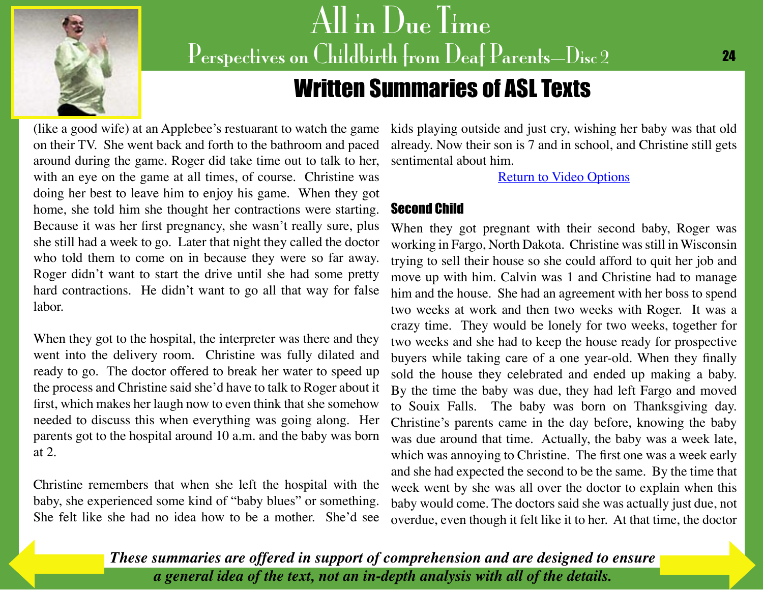(like a good wife) at an Applebee's restuarant to watch the game on their TV. She went back and forth to the bathroom and paced around during the game. Roger did take time out to talk to her, with an eye on the game at all times, of course. Christine was doing her best to leave him to enjoy his game. When they got home, she told him she thought her contractions were starting. Because it was her first pregnancy, she wasn't really sure, plus she still had a week to go. Later that night they called the doctor who told them to come on in because they were so far away. Roger didn't want to start the drive until she had some pretty hard contractions. He didn't want to go all that way for false labor.

When they got to the hospital, the interpreter was there and they went into the delivery room. Christine was fully dilated and ready to go. The doctor offered to break her water to speed up the process and Christine said she'd have to talk to Roger about it first, which makes her laugh now to even think that she somehow needed to discuss this when everything was going along. Her parents got to the hospital around 10 a.m. and the baby was born at 2.

Christine remembers that when she left the hospital with the baby, she experienced some kind of "baby blues" or something. She felt like she had no idea how to be a mother. She'd see kids playing outside and just cry, wishing her baby was that old already. Now their son is 7 and in school, and Christine still gets sentimental about him.

Return to Video Options

## Second Child

When they got pregnant with their second baby, Roger was working in Fargo, North Dakota. Christine was still in Wisconsin trying to sell their house so she could afford to quit her job and move up with him. Calvin was 1 and Christine had to manage him and the house. She had an agreement with her boss to spend two weeks at work and then two weeks with Roger. It was a crazy time. They would be lonely for two weeks, together for two weeks and she had to keep the house ready for prospective buyers while taking care of a one year-old. When they finally sold the house they celebrated and ended up making a baby. By the time the baby was due, they had left Fargo and moved to Souix Falls. The baby was born on Thanksgiving day. Christine's parents came in the day before, knowing the baby was due around that time. Actually, the baby was a week late, which was annoying to Christine. The first one was a week early and she had expected the second to be the same. By the time that week went by she was all over the doctor to explain when this baby would come. The doctors said she was actually just due, not overdue, even though it felt like it to her. At that time, the doctor

***These summaries are offered in support of comprehension and are designed to ensure a general idea of the text, not an in-depth analysis with all of the details.***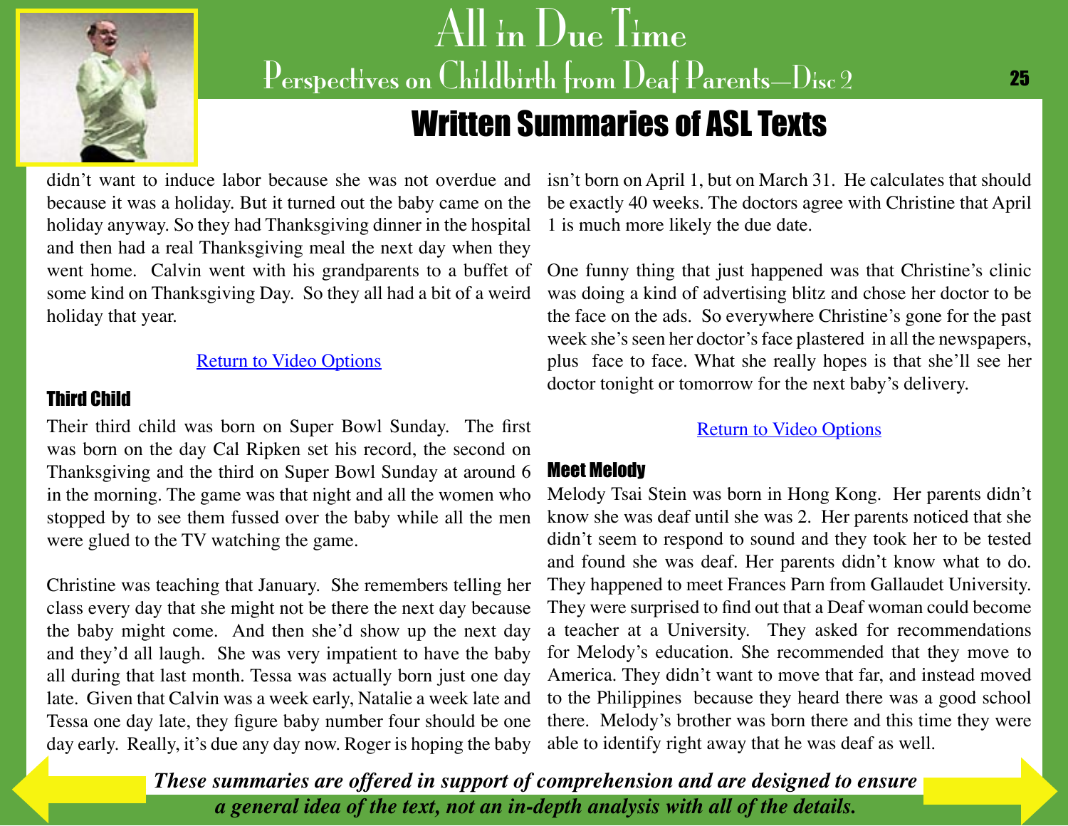## Written Summaries of ASL Texts

didn't want to induce labor because she was not overdue and because it was a holiday. But it turned out the baby came on the holiday anyway. So they had Thanksgiving dinner in the hospital and then had a real Thanksgiving meal the next day when they went home. Calvin went with his grandparents to a buffet of some kind on Thanksgiving Day. So they all had a bit of a weird holiday that year.

Return to Video Options

### Third Child

Their third child was born on Super Bowl Sunday. The first was born on the day Cal Ripken set his record, the second on Thanksgiving and the third on Super Bowl Sunday at around 6 in the morning. The game was that night and all the women who stopped by to see them fussed over the baby while all the men were glued to the TV watching the game.

Christine was teaching that January. She remembers telling her class every day that she might not be there the next day because the baby might come. And then she'd show up the next day and they'd all laugh. She was very impatient to have the baby all during that last month. Tessa was actually born just one day late. Given that Calvin was a week early, Natalie a week late and Tessa one day late, they figure baby number four should be one day early. Really, it's due any day now. Roger is hoping the baby isn't born on April 1, but on March 31. He calculates that should be exactly 40 weeks. The doctors agree with Christine that April 1 is much more likely the due date.

One funny thing that just happened was that Christine's clinic was doing a kind of advertising blitz and chose her doctor to be the face on the ads. So everywhere Christine's gone for the past week she's seen her doctor's face plastered in all the newspapers, plus face to face. What she really hopes is that she'll see her doctor tonight or tomorrow for the next baby's delivery.

Return to Video Options

### Meet Melody

Melody Tsai Stein was born in Hong Kong. Her parents didn't know she was deaf until she was 2. Her parents noticed that she didn't seem to respond to sound and they took her to be tested and found she was deaf. Her parents didn't know what to do. They happened to meet Frances Parn from Gallaudet University. They were surprised to find out that a Deaf woman could become a teacher at a University. They asked for recommendations for Melody's education. She recommended that they move to America. They didn't want to move that far, and instead moved to the Philippines because they heard there was a good school there. Melody's brother was born there and this time they were able to identify right away that he was deaf as well.

*These summaries are offered in support of comprehension and are designed to ensure a general idea of the text, not an in-depth analysis with all of the details.*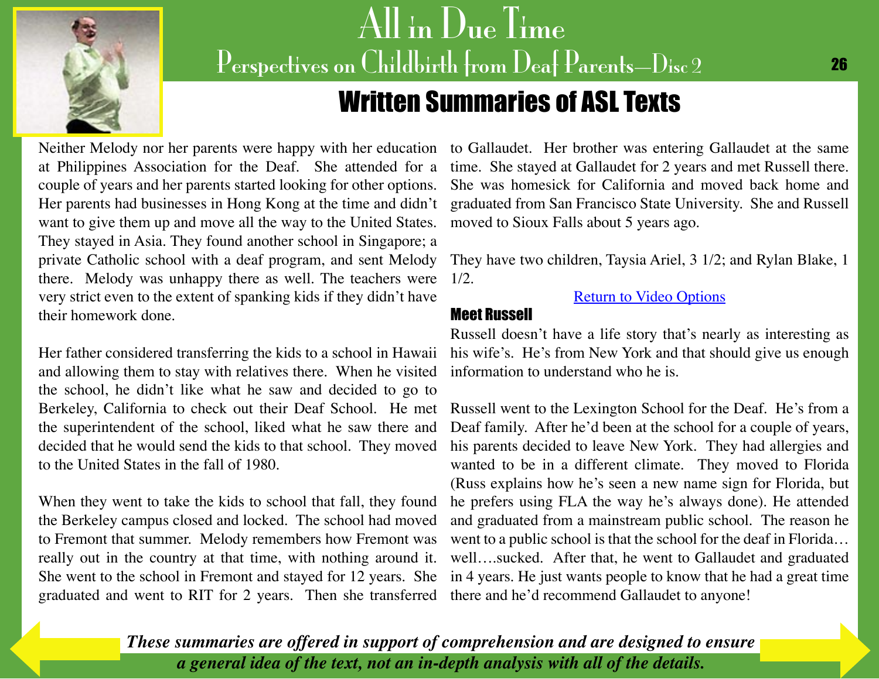## Written Summaries of ASL Texts

Neither Melody nor her parents were happy with her education at Philippines Association for the Deaf. She attended for a couple of years and her parents started looking for other options. Her parents had businesses in Hong Kong at the time and didn't want to give them up and move all the way to the United States. They stayed in Asia. They found another school in Singapore; a private Catholic school with a deaf program, and sent Melody there. Melody was unhappy there as well. The teachers were very strict even to the extent of spanking kids if they didn't have their homework done.

Her father considered transferring the kids to a school in Hawaii and allowing them to stay with relatives there. When he visited the school, he didn't like what he saw and decided to go to Berkeley, California to check out their Deaf School. He met the superintendent of the school, liked what he saw there and decided that he would send the kids to that school. They moved to the United States in the fall of 1980.

When they went to take the kids to school that fall, they found the Berkeley campus closed and locked. The school had moved to Fremont that summer. Melody remembers how Fremont was really out in the country at that time, with nothing around it. She went to the school in Fremont and stayed for 12 years. She graduated and went to RIT for 2 years. Then she transferred to Gallaudet. Her brother was entering Gallaudet at the same time. She stayed at Gallaudet for 2 years and met Russell there. She was homesick for California and moved back home and graduated from San Francisco State University. She and Russell moved to Sioux Falls about 5 years ago.

They have two children, Taysia Ariel, 3 1/2; and Rylan Blake, 1 1/2.

Return to Video Options

### Meet Russell

Russell doesn't have a life story that's nearly as interesting as his wife's. He's from New York and that should give us enough information to understand who he is.

Russell went to the Lexington School for the Deaf. He's from a Deaf family. After he'd been at the school for a couple of years, his parents decided to leave New York. They had allergies and wanted to be in a different climate. They moved to Florida (Russ explains how he's seen a new name sign for Florida, but he prefers using FLA the way he's always done). He attended and graduated from a mainstream public school. The reason he went to a public school is that the school for the deaf in Florida… well….sucked. After that, he went to Gallaudet and graduated in 4 years. He just wants people to know that he had a great time there and he'd recommend Gallaudet to anyone!

***These summaries are offered in support of comprehension and are designed to ensure a general idea of the text, not an in-depth analysis with all of the details.***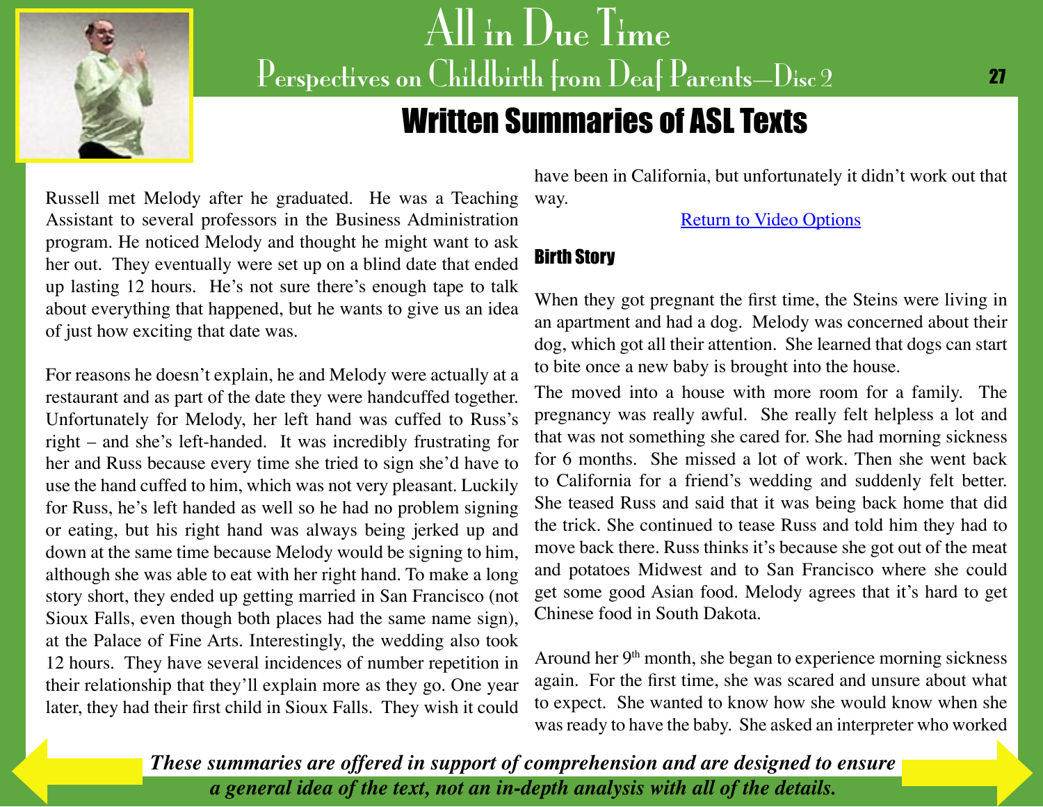Russell met Melody after he graduated. He was a Teaching Assistant to several professors in the Business Administration program. He noticed Melody and thought he might want to ask her out. They eventually were set up on a blind date that ended up lasting 12 hours. He's not sure there's enough tape to talk about everything that happened, but he wants to give us an idea of just how exciting that date was.

For reasons he doesn't explain, he and Melody were actually at a restaurant and as part of the date they were handcuffed together. Unfortunately for Melody, her left hand was cuffed to Russ's right – and she's left-handed. It was incredibly frustrating for her and Russ because every time she tried to sign she'd have to use the hand cuffed to him, which was not very pleasant. Luckily for Russ, he's left handed as well so he had no problem signing or eating, but his right hand was always being jerked up and down at the same time because Melody would be signing to him, although she was able to eat with her right hand. To make a long story short, they ended up getting married in San Francisco (not Sioux Falls, even though both places had the same name sign), at the Palace of Fine Arts. Interestingly, the wedding also took 12 hours. They have several incidences of number repetition in their relationship that they'll explain more as they go. One year later, they had their first child in Sioux Falls. They wish it could have been in California, but unfortunately it didn't work out that way.

Return to Video Options

### Birth Story

When they got pregnant the first time, the Steins were living in an apartment and had a dog. Melody was concerned about their dog, which got all their attention. She learned that dogs can start to bite once a new baby is brought into the house.

The moved into a house with more room for a family. The pregnancy was really awful. She really felt helpless a lot and that was not something she cared for. She had morning sickness for 6 months. She missed a lot of work. Then she went back to California for a friend's wedding and suddenly felt better. She teased Russ and said that it was being back home that did the trick. She continued to tease Russ and told him they had to move back there. Russ thinks it's because she got out of the meat and potatoes Midwest and to San Francisco where she could get some good Asian food. Melody agrees that it's hard to get Chinese food in South Dakota.

Around her 9th month, she began to experience morning sickness again. For the first time, she was scared and unsure about what to expect. She wanted to know how she would know when she was ready to have the baby. She asked an interpreter who worked

***These summaries are offered in support of comprehension and are designed to ensure a general idea of the text, not an in-depth analysis with all of the details.***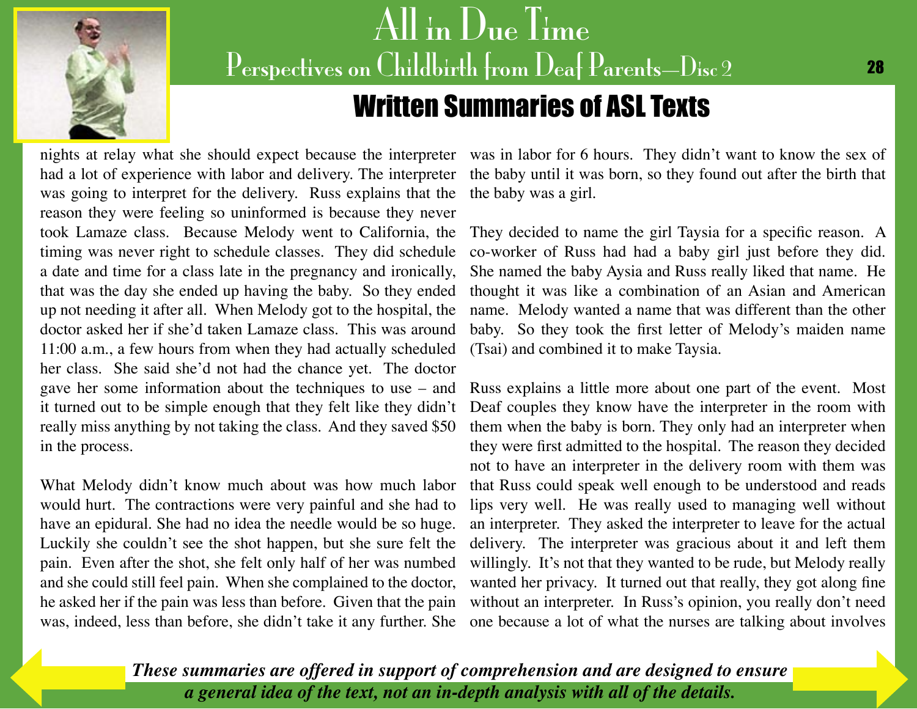## Written Summaries of ASL Texts

nights at relay what she should expect because the interpreter had a lot of experience with labor and delivery. The interpreter was going to interpret for the delivery. Russ explains that the reason they were feeling so uninformed is because they never took Lamaze class. Because Melody went to California, the timing was never right to schedule classes. They did schedule a date and time for a class late in the pregnancy and ironically, that was the day she ended up having the baby. So they ended up not needing it after all. When Melody got to the hospital, the doctor asked her if she'd taken Lamaze class. This was around 11:00 a.m., a few hours from when they had actually scheduled her class. She said she'd not had the chance yet. The doctor gave her some information about the techniques to use – and it turned out to be simple enough that they felt like they didn't really miss anything by not taking the class. And they saved $50 in the process.

What Melody didn't know much about was how much labor would hurt. The contractions were very painful and she had to have an epidural. She had no idea the needle would be so huge. Luckily she couldn't see the shot happen, but she sure felt the pain. Even after the shot, she felt only half of her was numbed and she could still feel pain. When she complained to the doctor, he asked her if the pain was less than before. Given that the pain was, indeed, less than before, she didn't take it any further. She was in labor for 6 hours. They didn't want to know the sex of the baby until it was born, so they found out after the birth that the baby was a girl.

They decided to name the girl Taysia for a specific reason. A co-worker of Russ had had a baby girl just before they did. She named the baby Aysia and Russ really liked that name. He thought it was like a combination of an Asian and American name. Melody wanted a name that was different than the other baby. So they took the first letter of Melody's maiden name (Tsai) and combined it to make Taysia.

Russ explains a little more about one part of the event. Most Deaf couples they know have the interpreter in the room with them when the baby is born. They only had an interpreter when they were first admitted to the hospital. The reason they decided not to have an interpreter in the delivery room with them was that Russ could speak well enough to be understood and reads lips very well. He was really used to managing well without an interpreter. They asked the interpreter to leave for the actual delivery. The interpreter was gracious about it and left them willingly. It's not that they wanted to be rude, but Melody really wanted her privacy. It turned out that really, they got along fine without an interpreter. In Russ's opinion, you really don't need one because a lot of what the nurses are talking about involves

***These summaries are offered in support of comprehension and are designed to ensure a general idea of the text, not an in-depth analysis with all of the details.***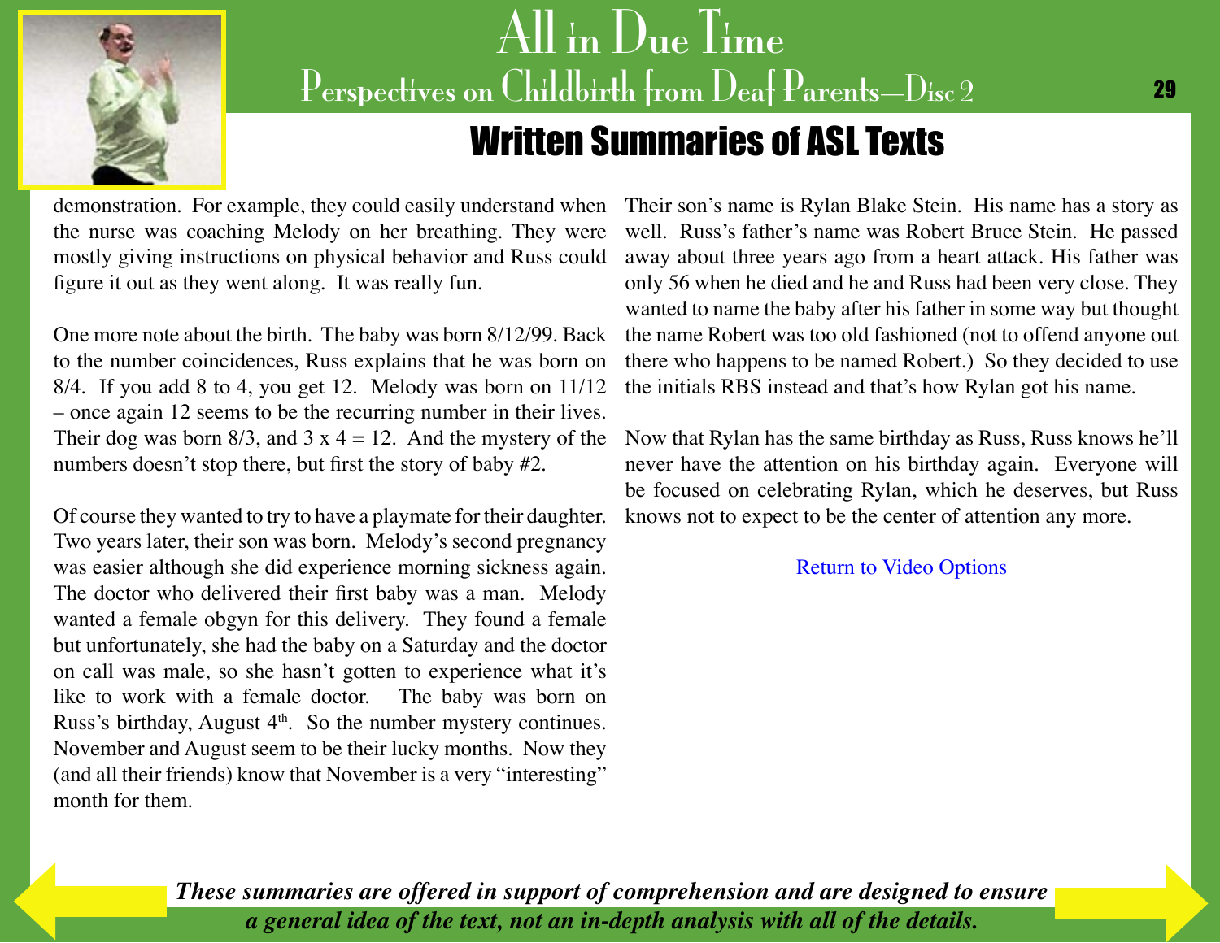## Written Summaries of ASL Texts

demonstration. For example, they could easily understand when the nurse was coaching Melody on her breathing. They were mostly giving instructions on physical behavior and Russ could figure it out as they went along. It was really fun.

One more note about the birth. The baby was born 8/12/99. Back to the number coincidences, Russ explains that he was born on 8/4. If you add 8 to 4, you get 12. Melody was born on 11/12 – once again 12 seems to be the recurring number in their lives. Their dog was born 8/3, and 3 x 4 = 12. And the mystery of the numbers doesn't stop there, but first the story of baby #2.

Of course they wanted to try to have a playmate for their daughter. Two years later, their son was born. Melody's second pregnancy was easier although she did experience morning sickness again. The doctor who delivered their first baby was a man. Melody wanted a female obgyn for this delivery. They found a female but unfortunately, she had the baby on a Saturday and the doctor on call was male, so she hasn't gotten to experience what it's like to work with a female doctor. The baby was born on Russ's birthday, August 4th. So the number mystery continues. November and August seem to be their lucky months. Now they (and all their friends) know that November is a very "interesting" month for them.

Their son's name is Rylan Blake Stein. His name has a story as well. Russ's father's name was Robert Bruce Stein. He passed away about three years ago from a heart attack. His father was only 56 when he died and he and Russ had been very close. They wanted to name the baby after his father in some way but thought the name Robert was too old fashioned (not to offend anyone out there who happens to be named Robert.) So they decided to use the initials RBS instead and that's how Rylan got his name.

Now that Rylan has the same birthday as Russ, Russ knows he'll never have the attention on his birthday again. Everyone will be focused on celebrating Rylan, which he deserves, but Russ knows not to expect to be the center of attention any more.

Return to Video Options

***These summaries are offered in support of comprehension and are designed to ensure a general idea of the text, not an in-depth analysis with all of the details.***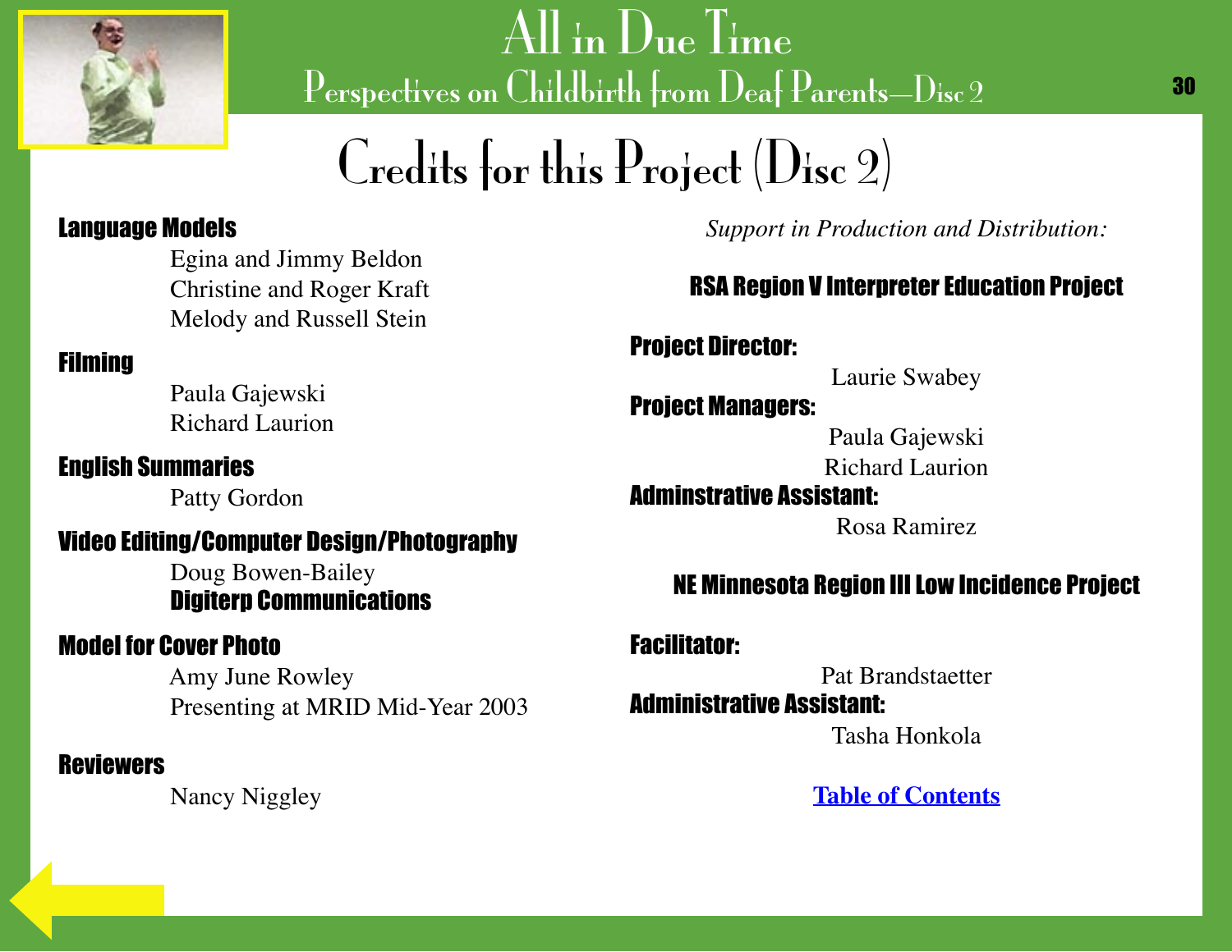# Credits for this Project (Disc 2)

**Language Models**

Egina and Jimmy Beldon
Christine and Roger Kraft
Melody and Russell Stein

**Filming**

Paula Gajewski
Richard Laurion

**English Summaries**

Patty Gordon

**Video Editing/Computer Design/Photography**

Doug Bowen-Bailey
**Digiterp Communications**

**Model for Cover Photo**

Amy June Rowley
Presenting at MRID Mid-Year 2003

**Reviewers**

Nancy Niggley

*Support in Production and Distribution:*

**RSA Region V Interpreter Education Project**

**Project Director:**

Laurie Swabey

**Project Managers:**

Paula Gajewski
Richard Laurion

**Adminstrative Assistant:**

Rosa Ramirez

**NE Minnesota Region III Low Incidence Project**

**Facilitator:**

Pat Brandstaetter

**Administrative Assistant:**

Tasha Honkola

Table of Contents